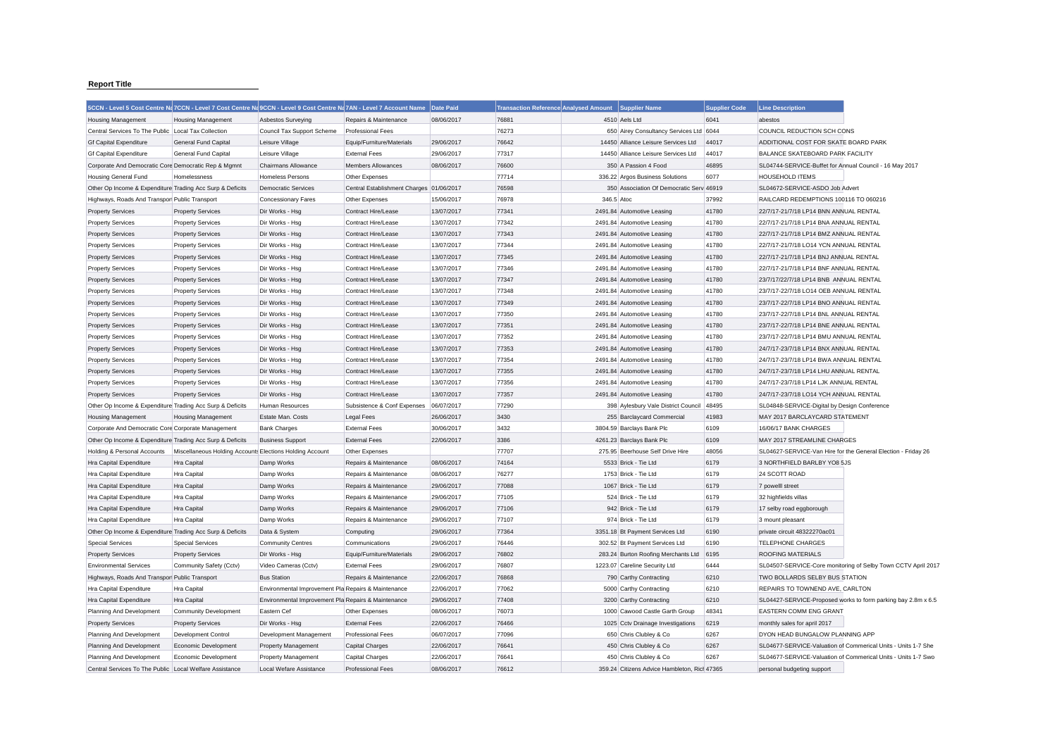**Report Title**

| 5CCN - Level 5 Cost Centre Na | 7CCN - Level 7 Cost Centre Na | 9CCN - Level 9 Cost Centre Na | 7AN - Level 7 Account Name | Date Paid | Transaction Reference | Analysed Amount | Supplier Name | Supplier Code | Line Description |
|---|---|---|---|---|---|---|---|---|---|
| Housing Management | Housing Management | Asbestos Surveying | Repairs & Maintenance | 08/06/2017 | 76881 | 4510 | Aels Ltd | 6041 | abestos |
| Central Services To The Public | Local Tax Collection | Council Tax Support Scheme | Professional Fees | | 76273 | 650 | Airey Consultancy Services Ltd | 6044 | COUNCIL REDUCTION SCH CONS |
| Gf Capital Expenditure | General Fund Capital | Leisure Village | Equip/Furniture/Materials | 29/06/2017 | 76642 | 14450 | Alliance Leisure Services Ltd | 44017 | ADDITIONAL COST FOR SKATE BOARD PARK |
| Gf Capital Expenditure | General Fund Capital | Leisure Village | External Fees | 29/06/2017 | 77317 | 14450 | Alliance Leisure Services Ltd | 44017 | BALANCE SKATEBOARD PARK FACILITY |
| Corporate And Democratic Core | Democratic Rep & Mgmnt | Chairmans Allowance | Members Allowances | 08/06/2017 | 76600 | 350 | A Passion 4 Food | 46895 | SL04744-SERVICE-Buffet for Annual Council - 16 May 2017 |
| Housing General Fund | Homelessness | Homeless Persons | Other Expenses | | 77714 | 336.22 | Argos Business Solutions | 6077 | HOUSEHOLD ITEMS |
| Other Op Income & Expenditure | Trading Acc Surp & Deficits | Democratic Services | Central Establishment Charges | 01/06/2017 | 76598 | 350 | Association Of Democratic Serv | 46919 | SL04672-SERVICE-ASDO Job Advert |
| Highways, Roads And Transport | Public Transport | Concessionary Fares | Other Expenses | 15/06/2017 | 76978 | 346.5 | Atoc | 37992 | RAILCARD REDEMPTIONS 100116 TO 060216 |
| Property Services | Property Services | Dir Works - Hsg | Contract Hire/Lease | 13/07/2017 | 77341 | 2491.84 | Automotive Leasing | 41780 | 22/7/17-21/7/18 LP14 BNN ANNUAL RENTAL |
| Property Services | Property Services | Dir Works - Hsg | Contract Hire/Lease | 13/07/2017 | 77342 | 2491.84 | Automotive Leasing | 41780 | 22/7/17-21/7/18 LP14 BNA ANNUAL RENTAL |
| Property Services | Property Services | Dir Works - Hsg | Contract Hire/Lease | 13/07/2017 | 77343 | 2491.84 | Automotive Leasing | 41780 | 22/7/17-21/7/18 LP14 BMZ ANNUAL RENTAL |
| Property Services | Property Services | Dir Works - Hsg | Contract Hire/Lease | 13/07/2017 | 77344 | 2491.84 | Automotive Leasing | 41780 | 22/7/17-21/7/18 LO14 YCN ANNUAL RENTAL |
| Property Services | Property Services | Dir Works - Hsg | Contract Hire/Lease | 13/07/2017 | 77345 | 2491.84 | Automotive Leasing | 41780 | 22/7/17-21/7/18 LP14 BNJ ANNUAL RENTAL |
| Property Services | Property Services | Dir Works - Hsg | Contract Hire/Lease | 13/07/2017 | 77346 | 2491.84 | Automotive Leasing | 41780 | 22/7/17-21/7/18 LP14 BNF ANNUAL RENTAL |
| Property Services | Property Services | Dir Works - Hsg | Contract Hire/Lease | 13/07/2017 | 77347 | 2491.84 | Automotive Leasing | 41780 | 23/7/17/22/7/18 LP14 BNB ANNUAL RENTAL |
| Property Services | Property Services | Dir Works - Hsg | Contract Hire/Lease | 13/07/2017 | 77348 | 2491.84 | Automotive Leasing | 41780 | 23/7/17-22/7/18 LO14 OEB ANNUAL RENTAL |
| Property Services | Property Services | Dir Works - Hsg | Contract Hire/Lease | 13/07/2017 | 77349 | 2491.84 | Automotive Leasing | 41780 | 23/7/17-22/7/18 LP14 BNO ANNUAL RENTAL |
| Property Services | Property Services | Dir Works - Hsg | Contract Hire/Lease | 13/07/2017 | 77350 | 2491.84 | Automotive Leasing | 41780 | 23/7/17-22/7/18 LP14 BNL ANNUAL RENTAL |
| Property Services | Property Services | Dir Works - Hsg | Contract Hire/Lease | 13/07/2017 | 77351 | 2491.84 | Automotive Leasing | 41780 | 23/7/17-22/7/18 LP14 BNE ANNUAL RENTAL |
| Property Services | Property Services | Dir Works - Hsg | Contract Hire/Lease | 13/07/2017 | 77352 | 2491.84 | Automotive Leasing | 41780 | 23/7/17-22/7/18 LP14 BMU ANNUAL RENTAL |
| Property Services | Property Services | Dir Works - Hsg | Contract Hire/Lease | 13/07/2017 | 77353 | 2491.84 | Automotive Leasing | 41780 | 24/7/17-23/7/18 LP14 BNX ANNUAL RENTAL |
| Property Services | Property Services | Dir Works - Hsg | Contract Hire/Lease | 13/07/2017 | 77354 | 2491.84 | Automotive Leasing | 41780 | 24/7/17-23/7/18 LP14 BWA ANNUAL RENTAL |
| Property Services | Property Services | Dir Works - Hsg | Contract Hire/Lease | 13/07/2017 | 77355 | 2491.84 | Automotive Leasing | 41780 | 24/7/17-23/7/18 LP14 LHU ANNUAL RENTAL |
| Property Services | Property Services | Dir Works - Hsg | Contract Hire/Lease | 13/07/2017 | 77356 | 2491.84 | Automotive Leasing | 41780 | 24/7/17-23/7/18 LP14 LJK ANNUAL RENTAL |
| Property Services | Property Services | Dir Works - Hsg | Contract Hire/Lease | 13/07/2017 | 77357 | 2491.84 | Automotive Leasing | 41780 | 24/7/17-23/7/18 LO14 YCH ANNUAL RENTAL |
| Other Op Income & Expenditure | Trading Acc Surp & Deficits | Human Resources | Subsistence & Conf Expenses | 06/07/2017 | 77290 | 398 | Aylesbury Vale District Council | 48495 | SL04848-SERVICE-Digital by Design Conference |
| Housing Management | Housing Management | Estate Man. Costs | Legal Fees | 26/06/2017 | 3430 | 255 | Barclaycard Commercial | 41983 | MAY 2017 BARCLAYCARD STATEMENT |
| Corporate And Democratic Core | Corporate Management | Bank Charges | External Fees | 30/06/2017 | 3432 | 3804.59 | Barclays Bank Plc | 6109 | 16/06/17 BANK CHARGES |
| Other Op Income & Expenditure | Trading Acc Surp & Deficits | Business Support | External Fees | 22/06/2017 | 3386 | 4261.23 | Barclays Bank Plc | 6109 | MAY 2017 STREAMLINE CHARGES |
| Holding & Personal Accounts | Miscellaneous Holding Accounts | Elections Holding Account | Other Expenses | | 77707 | 275.95 | Beerhouse Self Drive Hire | 48056 | SL04627-SERVICE-Van Hire for the General Election - Friday 26 |
| Hra Capital Expenditure | Hra Capital | Damp Works | Repairs & Maintenance | 08/06/2017 | 74164 | 5533 | Brick - Tie Ltd | 6179 | 3 NORTHFIELD BARLBY YO8 5JS |
| Hra Capital Expenditure | Hra Capital | Damp Works | Repairs & Maintenance | 08/06/2017 | 76277 | 1753 | Brick - Tie Ltd | 6179 | 24 SCOTT ROAD |
| Hra Capital Expenditure | Hra Capital | Damp Works | Repairs & Maintenance | 29/06/2017 | 77088 | 1067 | Brick - Tie Ltd | 6179 | 7 powelll street |
| Hra Capital Expenditure | Hra Capital | Damp Works | Repairs & Maintenance | 29/06/2017 | 77105 | 524 | Brick - Tie Ltd | 6179 | 32 highfields villas |
| Hra Capital Expenditure | Hra Capital | Damp Works | Repairs & Maintenance | 29/06/2017 | 77106 | 942 | Brick - Tie Ltd | 6179 | 17 selby road eggborough |
| Hra Capital Expenditure | Hra Capital | Damp Works | Repairs & Maintenance | 29/06/2017 | 77107 | 974 | Brick - Tie Ltd | 6179 | 3 mount pleasant |
| Other Op Income & Expenditure | Trading Acc Surp & Deficits | Data & System | Computing | 29/06/2017 | 77364 | 3351.18 | Bt Payment Services Ltd | 6190 | private circuit 48322270ac01 |
| Special Services | Special Services | Community Centres | Communications | 29/06/2017 | 76446 | 302.52 | Bt Payment Services Ltd | 6190 | TELEPHONE CHARGES |
| Property Services | Property Services | Dir Works - Hsg | Equip/Furniture/Materials | 29/06/2017 | 76802 | 283.24 | Burton Roofing Merchants Ltd | 6195 | ROOFING MATERIALS |
| Environmental Services | Community Safety (Cctv) | Video Cameras (Cctv) | External Fees | 29/06/2017 | 76807 | 1223.07 | Careline Security Ltd | 6444 | SL04507-SERVICE-Core monitoring of Selby Town CCTV April 2017 |
| Highways, Roads And Transport | Public Transport | Bus Station | Repairs & Maintenance | 22/06/2017 | 76868 | 790 | Carthy Contracting | 6210 | TWO BOLLARDS SELBY BUS STATION |
| Hra Capital Expenditure | Hra Capital | Environmental Improvement Pla | Repairs & Maintenance | 22/06/2017 | 77062 | 5000 | Carthy Contracting | 6210 | REPAIRS TO TOWNEND AVE, CARLTON |
| Hra Capital Expenditure | Hra Capital | Environmental Improvement Pla | Repairs & Maintenance | 29/06/2017 | 77408 | 3200 | Carthy Contracting | 6210 | SL04427-SERVICE-Proposed works to form parking bay 2.8m x 6.5 |
| Planning And Development | Community Development | Eastern Cef | Other Expenses | 08/06/2017 | 76073 | 1000 | Cawood Castle Garth Group | 48341 | EASTERN COMM ENG GRANT |
| Property Services | Property Services | Dir Works - Hsg | External Fees | 22/06/2017 | 76466 | 1025 | Cctv Drainage Investigations | 6219 | monthly sales for april 2017 |
| Planning And Development | Development Control | Development Management | Professional Fees | 06/07/2017 | 77096 | 650 | Chris Clubley & Co | 6267 | DYON HEAD BUNGALOW PLANNING APP |
| Planning And Development | Economic Development | Property Management | Capital Charges | 22/06/2017 | 76641 | 450 | Chris Clubley & Co | 6267 | SL04677-SERVICE-Valuation of Commerical Units - Units 1-7 She |
| Planning And Development | Economic Development | Property Management | Capital Charges | 22/06/2017 | 76641 | 450 | Chris Clubley & Co | 6267 | SL04677-SERVICE-Valuation of Commerical Units - Units 1-7 Swo |
| Central Services To The Public | Local Welfare Assistance | Local Wefare Assistance | Professional Fees | 08/06/2017 | 76612 | 359.24 | Citizens Advice Hambleton, Rich | 47365 | personal budgeting support |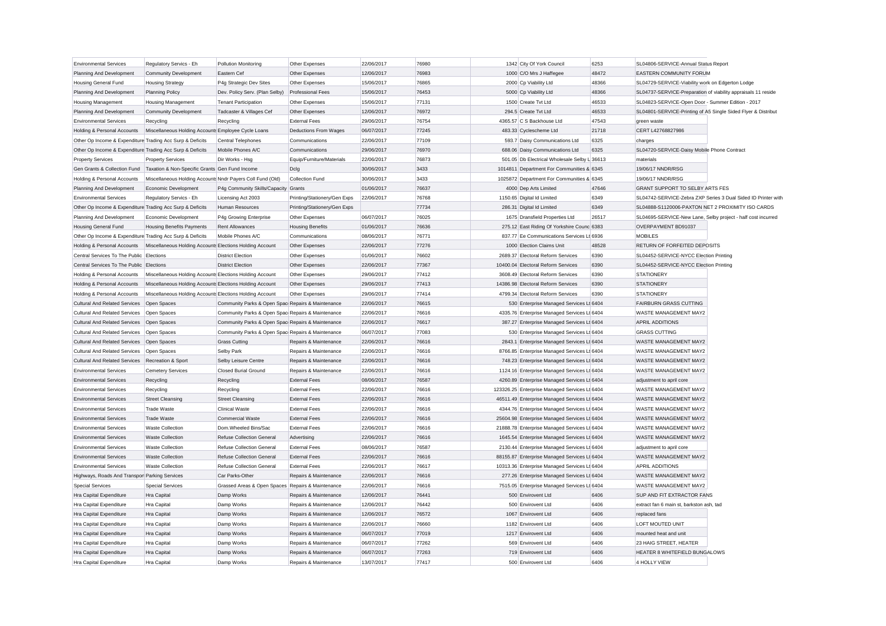| Environmental Services | Regulatory Servics - Eh | Pollution Monitoring | Other Expenses | 22/06/2017 | 76980 | 1342 | City Of York Council | 6253 | SL04806-SERVICE-Annual Status Report |
|---|---|---|---|---|---|---|---|---|---|
| Planning And Development | Community Development | Eastern Cef | Other Expenses | 12/06/2017 | 76983 | 1000 | C/O Mrs J Haffegee | 48472 | EASTERN COMMUNITY FORUM |
| Housing General Fund | Housing Strategy | P4g Strategic Dev Sites | Other Expenses | 15/06/2017 | 76865 | 2000 | Cp Viability Ltd | 48366 | SL04729-SERVICE-Viability work on Edgerton Lodge |
| Planning And Development | Planning Policy | Dev. Policy Serv. (Plan Selby) | Professional Fees | 15/06/2017 | 76453 | 5000 | Cp Viability Ltd | 48366 | SL04737-SERVICE-Preparation of viability appraisals 11 reside |
| Housing Management | Housing Management | Tenant Participation | Other Expenses | 15/06/2017 | 77131 | 1500 | Create Tvt Ltd | 46533 | SL04823-SERVICE-Open Door - Summer Edition - 2017 |
| Planning And Development | Community Development | Tadcaster & Villages Cef | Other Expenses | 12/06/2017 | 76972 | 294.5 | Create Tvt Ltd | 46533 | SL04801-SERVICE-Printing of A5 Single Sided Flyer & Distribut |
| Environmental Services | Recycling | Recycling | External Fees | 29/06/2017 | 76754 | 4365.57 | C S Backhouse Ltd | 47543 | green waste |
| Holding & Personal Accounts | Miscellaneous Holding Accounts | Employee Cycle Loans | Deductions From Wages | 06/07/2017 | 77245 | 483.33 | Cyclescheme Ltd | 21718 | CERT L42768827986 |
| Other Op Income & Expenditure | Trading Acc Surp & Deficits | Central Telephones | Communications | 22/06/2017 | 77109 | 593.7 | Daisy Communications Ltd | 6325 | charges |
| Other Op Income & Expenditure | Trading Acc Surp & Deficits | Mobile Phones A/C | Communications | 29/06/2017 | 76970 | 688.06 | Daisy Communications Ltd | 6325 | SL04720-SERVICE-Daisy Mobile Phone Contract |
| Property Services | Property Services | Dir Works - Hsg | Equip/Furniture/Materials | 22/06/2017 | 76873 | 501.05 | Db Electrical Wholesale Selby L | 36613 | materials |
| Gen Grants & Collection Fund | Taxation & Non-Specific Grants | Gen Fund Income | Dclg | 30/06/2017 | 3433 | 1014811 | Department For Communities & | 6345 | 19/06/17 NNDR/RSG |
| Holding & Personal Accounts | Miscellaneous Holding Accounts | Nndr Payers Coll Fund (Old) | Collection Fund | 30/06/2017 | 3433 | 1025872 | Department For Communities & | 6345 | 19/06/17 NNDR/RSG |
| Planning And Development | Economic Development | P4g Community Skills/Capacity | Grants | 01/06/2017 | 76637 | 4000 | Dep Arts Limited | 47646 | GRANT SUPPORT TO SELBY ARTS FES |
| Environmental Services | Regulatory Servics - Eh | Licensing Act 2003 | Printing/Stationery/Gen Exps | 22/06/2017 | 76768 | 1150.65 | Digital Id Limited | 6349 | SL04742-SERVICE-Zebra ZXP Series 3 Dual Sided ID Printer with |
| Other Op Income & Expenditure | Trading Acc Surp & Deficits | Human Resources | Printing/Stationery/Gen Exps | | 77734 | 286.31 | Digital Id Limited | 6349 | SL04888-S1120006-PAXTON NET 2 PROXIMITY ISO CARDS |
| Planning And Development | Economic Development | P4g Growing Enterprise | Other Expenses | 06/07/2017 | 76025 | 1675 | Dransfield Properties Ltd | 26517 | SL04695-SERVICE-New Lane, Selby project - half cost incurred |
| Housing General Fund | Housing Benefits Payments | Rent Allowances | Housing Benefits | 01/06/2017 | 76636 | 275.12 | East Riding Of Yorkshire Counc | 6383 | OVERPAYMENT BD91037 |
| Other Op Income & Expenditure | Trading Acc Surp & Deficits | Mobile Phones A/C | Communications | 08/06/2017 | 76771 | 837.77 | Ee Communications Services Lt | 6936 | MOBILES |
| Holding & Personal Accounts | Miscellaneous Holding Accounts | Elections Holding Account | Other Expenses | 22/06/2017 | 77276 | 1000 | Election Claims Unit | 48528 | RETURN OF FORFEITED DEPOSITS |
| Central Services To The Public | Elections | District Election | Other Expenses | 01/06/2017 | 76602 | 2689.37 | Electoral Reform Services | 6390 | SL04452-SERVICE-NYCC Election Printing |
| Central Services To The Public | Elections | District Election | Other Expenses | 22/06/2017 | 77367 | 10400.04 | Electoral Reform Services | 6390 | SL04452-SERVICE-NYCC Election Printing |
| Holding & Personal Accounts | Miscellaneous Holding Accounts | Elections Holding Account | Other Expenses | 29/06/2017 | 77412 | 3608.49 | Electoral Reform Services | 6390 | STATIONERY |
| Holding & Personal Accounts | Miscellaneous Holding Accounts | Elections Holding Account | Other Expenses | 29/06/2017 | 77413 | 14386.98 | Electoral Reform Services | 6390 | STATIONERY |
| Holding & Personal Accounts | Miscellaneous Holding Accounts | Elections Holding Account | Other Expenses | 29/06/2017 | 77414 | 4799.34 | Electoral Reform Services | 6390 | STATIONERY |
| Cultural And Related Services | Open Spaces | Community Parks & Open Spac | Repairs & Maintenance | 22/06/2017 | 76615 | 530 | Enterprise Managed Services Lt | 6404 | FAIRBURN GRASS CUTTING |
| Cultural And Related Services | Open Spaces | Community Parks & Open Spac | Repairs & Maintenance | 22/06/2017 | 76616 | 4335.76 | Enterprise Managed Services Lt | 6404 | WASTE MANAGEMENT MAY2 |
| Cultural And Related Services | Open Spaces | Community Parks & Open Spac | Repairs & Maintenance | 22/06/2017 | 76617 | 387.27 | Enterprise Managed Services Lt | 6404 | APRIL ADDITIONS |
| Cultural And Related Services | Open Spaces | Community Parks & Open Spac | Repairs & Maintenance | 06/07/2017 | 77083 | 530 | Enterprise Managed Services Lt | 6404 | GRASS CUTTING |
| Cultural And Related Services | Open Spaces | Grass Cutting | Repairs & Maintenance | 22/06/2017 | 76616 | 2843.1 | Enterprise Managed Services Lt | 6404 | WASTE MANAGEMENT MAY2 |
| Cultural And Related Services | Open Spaces | Selby Park | Repairs & Maintenance | 22/06/2017 | 76616 | 8766.85 | Enterprise Managed Services Lt | 6404 | WASTE MANAGEMENT MAY2 |
| Cultural And Related Services | Recreation & Sport | Selby Leisure Centre | Repairs & Maintenance | 22/06/2017 | 76616 | 748.23 | Enterprise Managed Services Lt | 6404 | WASTE MANAGEMENT MAY2 |
| Environmental Services | Cemetery Services | Closed Burial Ground | Repairs & Maintenance | 22/06/2017 | 76616 | 1124.16 | Enterprise Managed Services Lt | 6404 | WASTE MANAGEMENT MAY2 |
| Environmental Services | Recycling | Recycling | External Fees | 08/06/2017 | 76587 | 4260.89 | Enterprise Managed Services Lt | 6404 | adjustment to april core |
| Environmental Services | Recycling | Recycling | External Fees | 22/06/2017 | 76616 | 123326.25 | Enterprise Managed Services Lt | 6404 | WASTE MANAGEMENT MAY2 |
| Environmental Services | Street Cleansing | Street Cleansing | External Fees | 22/06/2017 | 76616 | 46511.49 | Enterprise Managed Services Lt | 6404 | WASTE MANAGEMENT MAY2 |
| Environmental Services | Trade Waste | Clinical Waste | External Fees | 22/06/2017 | 76616 | 4344.76 | Enterprise Managed Services Lt | 6404 | WASTE MANAGEMENT MAY2 |
| Environmental Services | Trade Waste | Commercial Waste | External Fees | 22/06/2017 | 76616 | 25604.98 | Enterprise Managed Services Lt | 6404 | WASTE MANAGEMENT MAY2 |
| Environmental Services | Waste Collection | Dom.Wheeled Bins/Sac | External Fees | 22/06/2017 | 76616 | 21888.78 | Enterprise Managed Services Lt | 6404 | WASTE MANAGEMENT MAY2 |
| Environmental Services | Waste Collection | Refuse Collection General | Advertising | 22/06/2017 | 76616 | 1645.54 | Enterprise Managed Services Lt | 6404 | WASTE MANAGEMENT MAY2 |
| Environmental Services | Waste Collection | Refuse Collection General | External Fees | 08/06/2017 | 76587 | 2130.44 | Enterprise Managed Services Lt | 6404 | adjustment to april core |
| Environmental Services | Waste Collection | Refuse Collection General | External Fees | 22/06/2017 | 76616 | 88155.87 | Enterprise Managed Services Lt | 6404 | WASTE MANAGEMENT MAY2 |
| Environmental Services | Waste Collection | Refuse Collection General | External Fees | 22/06/2017 | 76617 | 10313.36 | Enterprise Managed Services Lt | 6404 | APRIL ADDITIONS |
| Highways, Roads And Transport | Parking Services | Car Parks-Other | Repairs & Maintenance | 22/06/2017 | 76616 | 277.26 | Enterprise Managed Services Lt | 6404 | WASTE MANAGEMENT MAY2 |
| Special Services | Special Services | Grassed Areas & Open Spaces | Repairs & Maintenance | 22/06/2017 | 76616 | 7515.05 | Enterprise Managed Services Lt | 6404 | WASTE MANAGEMENT MAY2 |
| Hra Capital Expenditure | Hra Capital | Damp Works | Repairs & Maintenance | 12/06/2017 | 76441 | 500 | Envirovent Ltd | 6406 | SUP AND FIT EXTRACTOR FANS |
| Hra Capital Expenditure | Hra Capital | Damp Works | Repairs & Maintenance | 12/06/2017 | 76442 | 500 | Envirovent Ltd | 6406 | extract fan 6 main st, barkston ash, tad |
| Hra Capital Expenditure | Hra Capital | Damp Works | Repairs & Maintenance | 12/06/2017 | 76572 | 1067 | Envirovent Ltd | 6406 | replaced fans |
| Hra Capital Expenditure | Hra Capital | Damp Works | Repairs & Maintenance | 22/06/2017 | 76660 | 1182 | Envirovent Ltd | 6406 | LOFT MOUTED UNIT |
| Hra Capital Expenditure | Hra Capital | Damp Works | Repairs & Maintenance | 06/07/2017 | 77019 | 1217 | Envirovent Ltd | 6406 | mounted heat and unit |
| Hra Capital Expenditure | Hra Capital | Damp Works | Repairs & Maintenance | 06/07/2017 | 77262 | 569 | Envirovent Ltd | 6406 | 23 HAIG STREET, HEATER |
| Hra Capital Expenditure | Hra Capital | Damp Works | Repairs & Maintenance | 06/07/2017 | 77263 | 719 | Envirovent Ltd | 6406 | HEATER 8 WHITEFIELD BUNGALOWS |
| Hra Capital Expenditure | Hra Capital | Damp Works | Repairs & Maintenance | 13/07/2017 | 77417 | 500 | Envirovent Ltd | 6406 | 4 HOLLY VIEW |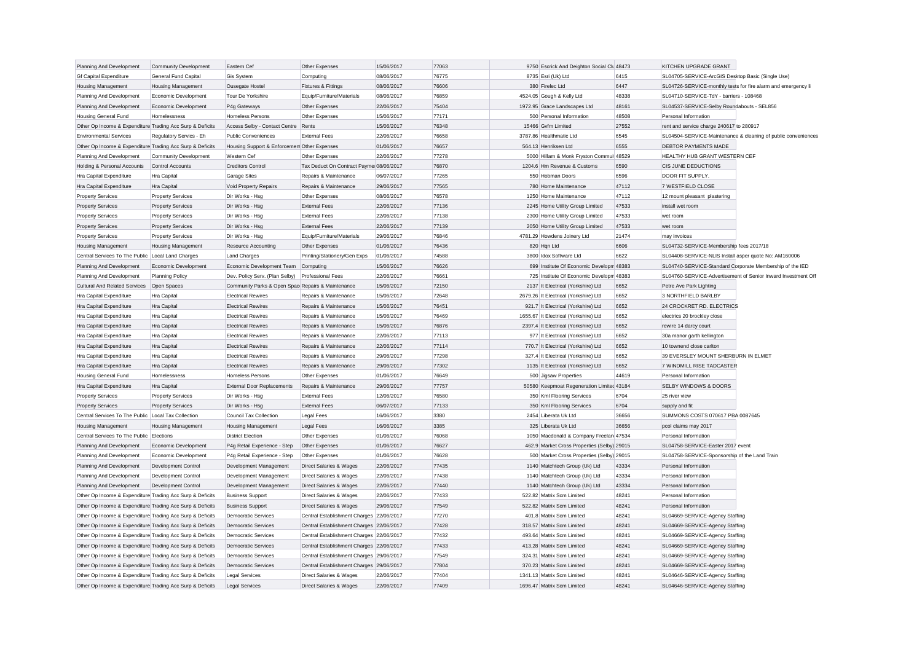| | | | | | | | | | |
|---|---|---|---|---|---|---|---|---|---|
| Planning And Development | Community Development | Eastern Cef | Other Expenses | 15/06/2017 | 77063 | 9750 | Escrick And Deighton Social Cl 48473 | | KITCHEN UPGRADE GRANT |
| Gf Capital Expenditure | General Fund Capital | Gis System | Computing | 08/06/2017 | 76775 | 8735 | Esri (Uk) Ltd | 6415 | SL04705-SERVICE-ArcGIS Desktop Basic (Single Use) |
| Housing Management | Housing Management | Ousegate Hostel | Fixtures & Fittings | 08/06/2017 | 76606 | 380 | Firelec Ltd | 6447 | SL04726-SERVICE-monthly tests for fire alarm and emergency li |
| Planning And Development | Economic Development | Tour De Yorkshire | Equip/Furniture/Materials | 08/06/2017 | 76859 | 4524.05 | Gough & Kelly Ltd | 48338 | SL04710-SERVICE-TdY - barriers - 108468 |
| Planning And Development | Economic Development | P4g Gateways | Other Expenses | 22/06/2017 | 75404 | 1972.95 | Grace Landscapes Ltd | 48161 | SL04537-SERVICE-Selby Roundabouts - SEL856 |
| Housing General Fund | Homelessness | Homeless Persons | Other Expenses | 15/06/2017 | 77171 | 500 | Personal Information | 48508 | Personal Information |
| Other Op Income & Expenditure | Trading Acc Surp & Deficits | Access Selby - Contact Centre | Rents | 15/06/2017 | 76348 | 15466 | Gvfm Limited | 27552 | rent and service charge 240617 to 280917 |
| Environmental Services | Regulatory Servics - Eh | Public Conveniences | External Fees | 22/06/2017 | 76658 | 3787.86 | Healthmatic Ltd | 6545 | SL04504-SERVICE-Maintenance & cleaning of public conveniences |
| Other Op Income & Expenditure | Trading Acc Surp & Deficits | Housing Support & Enforcement | Other Expenses | 01/06/2017 | 76657 | 564.13 | Henriksen Ltd | 6555 | DEBTOR PAYMENTS MADE |
| Planning And Development | Community Development | Western Cef | Other Expenses | 22/06/2017 | 77278 | 5000 | Hillam & Monk Fryston Commu | 48529 | HEALTHY HUB GRANT WESTERN CEF |
| Holding & Personal Accounts | Control Accounts | Creditors Control | Tax Deduct On Contract Payme | 08/06/2017 | 76870 | 1204.6 | Hm Revenue & Customs | 6590 | CIS JUNE DEDUCTIONS |
| Hra Capital Expenditure | Hra Capital | Garage Sites | Repairs & Maintenance | 06/07/2017 | 77265 | 550 | Hobman Doors | 6596 | DOOR FIT SUPPLY. |
| Hra Capital Expenditure | Hra Capital | Void Property Repairs | Repairs & Maintenance | 29/06/2017 | 77565 | 780 | Home Maintenance | 47112 | 7 WESTFIELD CLOSE |
| Property Services | Property Services | Dir Works - Hsg | Other Expenses | 08/06/2017 | 76578 | 1250 | Home Maintenance | 47112 | 12 mount pleasant plastering |
| Property Services | Property Services | Dir Works - Hsg | External Fees | 22/06/2017 | 77136 | 2245 | Home Utility Group Limited | 47533 | install wet room |
| Property Services | Property Services | Dir Works - Hsg | External Fees | 22/06/2017 | 77138 | 2300 | Home Utility Group Limited | 47533 | wet room |
| Property Services | Property Services | Dir Works - Hsg | External Fees | 22/06/2017 | 77139 | 2050 | Home Utility Group Limited | 47533 | wet room |
| Property Services | Property Services | Dir Works - Hsg | Equip/Furniture/Materials | 29/06/2017 | 76846 | 4781.29 | Howdens Joinery Ltd | 21474 | may invoices |
| Housing Management | Housing Management | Resource Accounting | Other Expenses | 01/06/2017 | 76436 | 820 | Hqn Ltd | 6606 | SL04732-SERVICE-Membership fees 2017/18 |
| Central Services To The Public | Local Land Charges | Land Charges | Printing/Stationery/Gen Exps | 01/06/2017 | 74588 | 3800 | Idox Software Ltd | 6622 | SL04408-SERVICE-NLIS Install asper quote No: AM160006 |
| Planning And Development | Economic Development | Economic Development Team | Computing | 15/06/2017 | 76626 | 699 | Institute Of Economic Developm | 48383 | SL04740-SERVICE-Standard Corporate Membership of the IED |
| Planning And Development | Planning Policy | Dev. Policy Serv. (Plan Selby) | Professional Fees | 22/06/2017 | 76661 | 725 | Institute Of Economic Developm | 48383 | SL04760-SERVICE-Advertisement of Senior Inward Investment Off |
| Cultural And Related Services | Open Spaces | Community Parks & Open Spac | Repairs & Maintenance | 15/06/2017 | 72150 | 2137 | It Electrical (Yorkshire) Ltd | 6652 | Petre Ave Park Lighting |
| Hra Capital Expenditure | Hra Capital | Electrical Rewires | Repairs & Maintenance | 15/06/2017 | 72648 | 2679.26 | It Electrical (Yorkshire) Ltd | 6652 | 3 NORTHFIELD BARLBY |
| Hra Capital Expenditure | Hra Capital | Electrical Rewires | Repairs & Maintenance | 15/06/2017 | 76451 | 921.7 | It Electrical (Yorkshire) Ltd | 6652 | 24 CROCKERT RD. ELECTRICS |
| Hra Capital Expenditure | Hra Capital | Electrical Rewires | Repairs & Maintenance | 15/06/2017 | 76469 | 1655.67 | It Electrical (Yorkshire) Ltd | 6652 | electrics 20 brockley close |
| Hra Capital Expenditure | Hra Capital | Electrical Rewires | Repairs & Maintenance | 15/06/2017 | 76876 | 2397.4 | It Electrical (Yorkshire) Ltd | 6652 | rewire 14 darcy court |
| Hra Capital Expenditure | Hra Capital | Electrical Rewires | Repairs & Maintenance | 22/06/2017 | 77113 | 977 | It Electrical (Yorkshire) Ltd | 6652 | 30a manor garth kellington |
| Hra Capital Expenditure | Hra Capital | Electrical Rewires | Repairs & Maintenance | 22/06/2017 | 77114 | 770.7 | It Electrical (Yorkshire) Ltd | 6652 | 10 townend close carlton |
| Hra Capital Expenditure | Hra Capital | Electrical Rewires | Repairs & Maintenance | 29/06/2017 | 77298 | 327.4 | It Electrical (Yorkshire) Ltd | 6652 | 39 EVERSLEY MOUNT SHERBURN IN ELMET |
| Hra Capital Expenditure | Hra Capital | Electrical Rewires | Repairs & Maintenance | 29/06/2017 | 77302 | 1135 | It Electrical (Yorkshire) Ltd | 6652 | 7 WINDMILL RISE TADCASTER |
| Housing General Fund | Homelessness | Homeless Persons | Other Expenses | 01/06/2017 | 76649 | 500 | Jigsaw Properties | 44619 | Personal Information |
| Hra Capital Expenditure | Hra Capital | External Door Replacements | Repairs & Maintenance | 29/06/2017 | 77757 | 50580 | Keepmoat Regeneration Limite | 43184 | SELBY WINDOWS & DOORS |
| Property Services | Property Services | Dir Works - Hsg | External Fees | 12/06/2017 | 76580 | 350 | Kml Flooring Services | 6704 | 25 river view |
| Property Services | Property Services | Dir Works - Hsg | External Fees | 06/07/2017 | 77133 | 350 | Kml Flooring Services | 6704 | supply and fit |
| Central Services To The Public | Local Tax Collection | Council Tax Collection | Legal Fees | 16/06/2017 | 3380 | 2454 | Liberata Uk Ltd | 36656 | SUMMONS COSTS 070617 PBA 0087645 |
| Housing Management | Housing Management | Housing Management | Legal Fees | 16/06/2017 | 3385 | 325 | Liberata Uk Ltd | 36656 | pcol claims may 2017 |
| Central Services To The Public | Elections | District Election | Other Expenses | 01/06/2017 | 76068 | 1050 | Macdonald & Company Freelan | 47534 | Personal Information |
| Planning And Development | Economic Development | P4g Retail Experience - Step | Other Expenses | 01/06/2017 | 76627 | 462.9 | Market Cross Properties (Selby) | 29015 | SL04758-SERVICE-Easter 2017 event |
| Planning And Development | Economic Development | P4g Retail Experience - Step | Other Expenses | 01/06/2017 | 76628 | 500 | Market Cross Properties (Selby) | 29015 | SL04758-SERVICE-Sponsorship of the Land Train |
| Planning And Development | Development Control | Development Management | Direct Salaries & Wages | 22/06/2017 | 77435 | 1140 | Matchtech Group (Uk) Ltd | 43334 | Personal Information |
| Planning And Development | Development Control | Development Management | Direct Salaries & Wages | 22/06/2017 | 77438 | 1140 | Matchtech Group (Uk) Ltd | 43334 | Personal Information |
| Planning And Development | Development Control | Development Management | Direct Salaries & Wages | 22/06/2017 | 77440 | 1140 | Matchtech Group (Uk) Ltd | 43334 | Personal Information |
| Other Op Income & Expenditure | Trading Acc Surp & Deficits | Business Support | Direct Salaries & Wages | 22/06/2017 | 77433 | 522.82 | Matrix Scm Limited | 48241 | Personal Information |
| Other Op Income & Expenditure | Trading Acc Surp & Deficits | Business Support | Direct Salaries & Wages | 29/06/2017 | 77549 | 522.82 | Matrix Scm Limited | 48241 | Personal Information |
| Other Op Income & Expenditure | Trading Acc Surp & Deficits | Democratic Services | Central Establishment Charges | 22/06/2017 | 77270 | 401.8 | Matrix Scm Limited | 48241 | SL04669-SERVICE-Agency Staffing |
| Other Op Income & Expenditure | Trading Acc Surp & Deficits | Democratic Services | Central Establishment Charges | 22/06/2017 | 77428 | 318.57 | Matrix Scm Limited | 48241 | SL04669-SERVICE-Agency Staffing |
| Other Op Income & Expenditure | Trading Acc Surp & Deficits | Democratic Services | Central Establishment Charges | 22/06/2017 | 77432 | 493.64 | Matrix Scm Limited | 48241 | SL04669-SERVICE-Agency Staffing |
| Other Op Income & Expenditure | Trading Acc Surp & Deficits | Democratic Services | Central Establishment Charges | 22/06/2017 | 77433 | 413.28 | Matrix Scm Limited | 48241 | SL04669-SERVICE-Agency Staffing |
| Other Op Income & Expenditure | Trading Acc Surp & Deficits | Democratic Services | Central Establishment Charges | 29/06/2017 | 77549 | 324.31 | Matrix Scm Limited | 48241 | SL04669-SERVICE-Agency Staffing |
| Other Op Income & Expenditure | Trading Acc Surp & Deficits | Democratic Services | Central Establishment Charges | 29/06/2017 | 77804 | 370.23 | Matrix Scm Limited | 48241 | SL04669-SERVICE-Agency Staffing |
| Other Op Income & Expenditure | Trading Acc Surp & Deficits | Legal Services | Direct Salaries & Wages | 22/06/2017 | 77404 | 1341.13 | Matrix Scm Limited | 48241 | SL04646-SERVICE-Agency Staffing |
| Other Op Income & Expenditure | Trading Acc Surp & Deficits | Legal Services | Direct Salaries & Wages | 22/06/2017 | 77409 | 1696.47 | Matrix Scm Limited | 48241 | SL04646-SERVICE-Agency Staffing |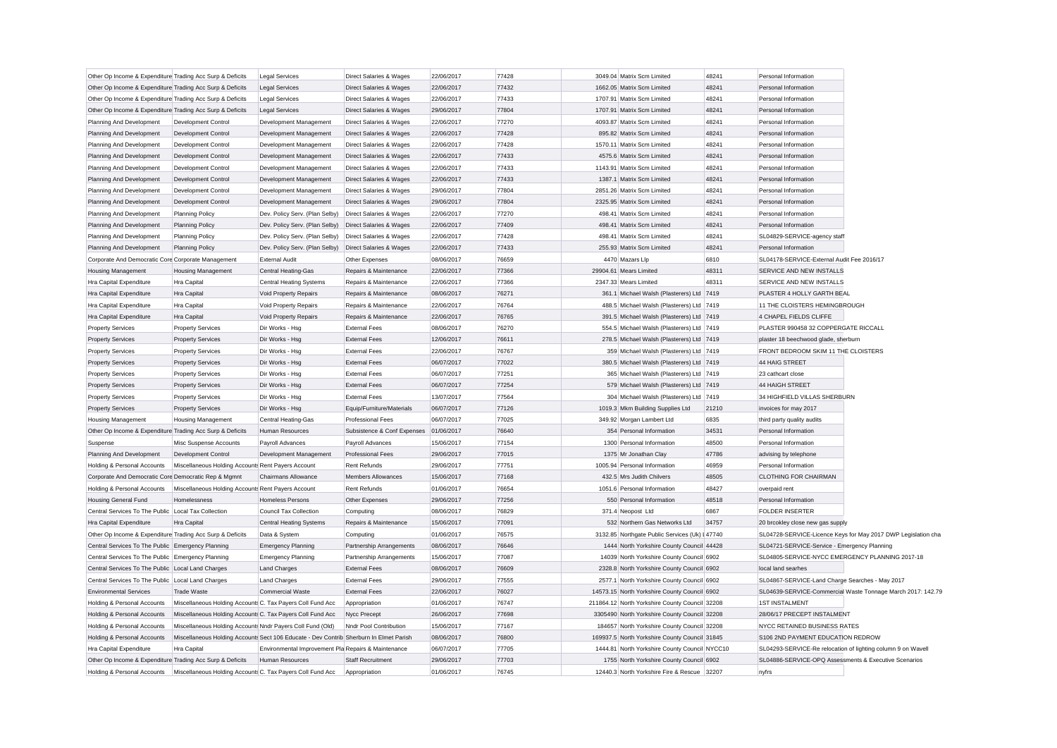| | | | | | | | | | |
|---|---|---|---|---|---|---|---|---|---|
| Other Op Income & Expenditure | Trading Acc Surp & Deficits | Legal Services | Direct Salaries & Wages | 22/06/2017 | 77428 | 3049.04 | Matrix Scm Limited | 48241 | Personal Information |
| Other Op Income & Expenditure | Trading Acc Surp & Deficits | Legal Services | Direct Salaries & Wages | 22/06/2017 | 77432 | 1662.05 | Matrix Scm Limited | 48241 | Personal Information |
| Other Op Income & Expenditure | Trading Acc Surp & Deficits | Legal Services | Direct Salaries & Wages | 22/06/2017 | 77433 | 1707.91 | Matrix Scm Limited | 48241 | Personal Information |
| Other Op Income & Expenditure | Trading Acc Surp & Deficits | Legal Services | Direct Salaries & Wages | 29/06/2017 | 77804 | 1707.91 | Matrix Scm Limited | 48241 | Personal Information |
| Planning And Development | Development Control | Development Management | Direct Salaries & Wages | 22/06/2017 | 77270 | 4093.87 | Matrix Scm Limited | 48241 | Personal Information |
| Planning And Development | Development Control | Development Management | Direct Salaries & Wages | 22/06/2017 | 77428 | 895.82 | Matrix Scm Limited | 48241 | Personal Information |
| Planning And Development | Development Control | Development Management | Direct Salaries & Wages | 22/06/2017 | 77428 | 1570.11 | Matrix Scm Limited | 48241 | Personal Information |
| Planning And Development | Development Control | Development Management | Direct Salaries & Wages | 22/06/2017 | 77433 | 4575.6 | Matrix Scm Limited | 48241 | Personal Information |
| Planning And Development | Development Control | Development Management | Direct Salaries & Wages | 22/06/2017 | 77433 | 1143.91 | Matrix Scm Limited | 48241 | Personal Information |
| Planning And Development | Development Control | Development Management | Direct Salaries & Wages | 22/06/2017 | 77433 | 1387.1 | Matrix Scm Limited | 48241 | Personal Information |
| Planning And Development | Development Control | Development Management | Direct Salaries & Wages | 29/06/2017 | 77804 | 2851.26 | Matrix Scm Limited | 48241 | Personal Information |
| Planning And Development | Development Control | Development Management | Direct Salaries & Wages | 29/06/2017 | 77804 | 2325.95 | Matrix Scm Limited | 48241 | Personal Information |
| Planning And Development | Planning Policy | Dev. Policy Serv. (Plan Selby) | Direct Salaries & Wages | 22/06/2017 | 77270 | 498.41 | Matrix Scm Limited | 48241 | Personal Information |
| Planning And Development | Planning Policy | Dev. Policy Serv. (Plan Selby) | Direct Salaries & Wages | 22/06/2017 | 77409 | 498.41 | Matrix Scm Limited | 48241 | Personal Information |
| Planning And Development | Planning Policy | Dev. Policy Serv. (Plan Selby) | Direct Salaries & Wages | 22/06/2017 | 77428 | 498.41 | Matrix Scm Limited | 48241 | SL04829-SERVICE-agency staff |
| Planning And Development | Planning Policy | Dev. Policy Serv. (Plan Selby) | Direct Salaries & Wages | 22/06/2017 | 77433 | 255.93 | Matrix Scm Limited | 48241 | Personal Information |
| Corporate And Democratic Core | Corporate Management | External Audit | Other Expenses | 08/06/2017 | 76659 | 4470 | Mazars Llp | 6810 | SL04178-SERVICE-External Audit Fee 2016/17 |
| Housing Management | Housing Management | Central Heating-Gas | Repairs & Maintenance | 22/06/2017 | 77366 | 29904.61 | Mears Limited | 48311 | SERVICE AND NEW INSTALLS |
| Hra Capital Expenditure | Hra Capital | Central Heating Systems | Repairs & Maintenance | 22/06/2017 | 77366 | 2347.33 | Mears Limited | 48311 | SERVICE AND NEW INSTALLS |
| Hra Capital Expenditure | Hra Capital | Void Property Repairs | Repairs & Maintenance | 08/06/2017 | 76271 | 361.1 | Michael Walsh (Plasterers) Ltd | 7419 | PLASTER 4 HOLLY GARTH BEAL |
| Hra Capital Expenditure | Hra Capital | Void Property Repairs | Repairs & Maintenance | 22/06/2017 | 76764 | 488.5 | Michael Walsh (Plasterers) Ltd | 7419 | 11 THE CLOISTERS HEMINGBROUGH |
| Hra Capital Expenditure | Hra Capital | Void Property Repairs | Repairs & Maintenance | 22/06/2017 | 76765 | 391.5 | Michael Walsh (Plasterers) Ltd | 7419 | 4 CHAPEL FIELDS CLIFFE |
| Property Services | Property Services | Dir Works - Hsg | External Fees | 08/06/2017 | 76270 | 554.5 | Michael Walsh (Plasterers) Ltd | 7419 | PLASTER 990458 32 COPPERGATE RICCALL |
| Property Services | Property Services | Dir Works - Hsg | External Fees | 12/06/2017 | 76611 | 278.5 | Michael Walsh (Plasterers) Ltd | 7419 | plaster 18 beechwood glade, sherburn |
| Property Services | Property Services | Dir Works - Hsg | External Fees | 22/06/2017 | 76767 | 359 | Michael Walsh (Plasterers) Ltd | 7419 | FRONT BEDROOM SKIM 11 THE CLOISTERS |
| Property Services | Property Services | Dir Works - Hsg | External Fees | 06/07/2017 | 77022 | 380.5 | Michael Walsh (Plasterers) Ltd | 7419 | 44 HAIG STREET |
| Property Services | Property Services | Dir Works - Hsg | External Fees | 06/07/2017 | 77251 | 365 | Michael Walsh (Plasterers) Ltd | 7419 | 23 cathcart close |
| Property Services | Property Services | Dir Works - Hsg | External Fees | 06/07/2017 | 77254 | 579 | Michael Walsh (Plasterers) Ltd | 7419 | 44 HAIGH STREET |
| Property Services | Property Services | Dir Works - Hsg | External Fees | 13/07/2017 | 77564 | 304 | Michael Walsh (Plasterers) Ltd | 7419 | 34 HIGHFIELD VILLAS SHERBURN |
| Property Services | Property Services | Dir Works - Hsg | Equip/Furniture/Materials | 06/07/2017 | 77126 | 1019.3 | Mkm Building Supplies Ltd | 21210 | invoices for may 2017 |
| Housing Management | Housing Management | Central Heating-Gas | Professional Fees | 06/07/2017 | 77025 | 349.92 | Morgan Lambert Ltd | 6835 | third party quality audits |
| Other Op Income & Expenditure | Trading Acc Surp & Deficits | Human Resources | Subsistence & Conf Expenses | 01/06/2017 | 76640 | 354 | Personal Information | 34531 | Personal Information |
| Suspense | Misc Suspense Accounts | Payroll Advances | Payroll Advances | 15/06/2017 | 77154 | 1300 | Personal Information | 48500 | Personal Information |
| Planning And Development | Development Control | Development Management | Professional Fees | 29/06/2017 | 77015 | 1375 | Mr Jonathan Clay | 47786 | advising by telephone |
| Holding & Personal Accounts | Miscellaneous Holding Accounts | Rent Payers Account | Rent Refunds | 29/06/2017 | 77751 | 1005.94 | Personal Information | 46959 | Personal Information |
| Corporate And Democratic Core | Democratic Rep & Mgmnt | Chairmans Allowance | Members Allowances | 15/06/2017 | 77168 | 432.5 | Mrs Judith Chilvers | 48505 | CLOTHING FOR CHAIRMAN |
| Holding & Personal Accounts | Miscellaneous Holding Accounts | Rent Payers Account | Rent Refunds | 01/06/2017 | 76654 | 1051.6 | Personal Information | 48427 | overpaid rent |
| Housing General Fund | Homelessness | Homeless Persons | Other Expenses | 29/06/2017 | 77256 | 550 | Personal Information | 48518 | Personal Information |
| Central Services To The Public | Local Tax Collection | Council Tax Collection | Computing | 08/06/2017 | 76829 | 371.4 | Neopost Ltd | 6867 | FOLDER INSERTER |
| Hra Capital Expenditure | Hra Capital | Central Heating Systems | Repairs & Maintenance | 15/06/2017 | 77091 | 532 | Northern Gas Networks Ltd | 34757 | 20 brcokley close new gas supply |
| Other Op Income & Expenditure | Trading Acc Surp & Deficits | Data & System | Computing | 01/06/2017 | 76575 | 3132.85 | Northgate Public Services (Uk) L | 47740 | SL04728-SERVICE-Licence Keys for May 2017 DWP Legislation cha |
| Central Services To The Public | Emergency Planning | Emergency Planning | Partnership Arrangements | 08/06/2017 | 76646 | 1444 | North Yorkshire County Council | 44428 | SL04721-SERVICE-Service - Emergency Planning |
| Central Services To The Public | Emergency Planning | Emergency Planning | Partnership Arrangements | 15/06/2017 | 77087 | 14039 | North Yorkshire County Council | 6902 | SL04805-SERVICE-NYCC EMERGENCY PLANNING 2017-18 |
| Central Services To The Public | Local Land Charges | Land Charges | External Fees | 08/06/2017 | 76609 | 2328.8 | North Yorkshire County Council | 6902 | local land searhes |
| Central Services To The Public | Local Land Charges | Land Charges | External Fees | 29/06/2017 | 77555 | 2577.1 | North Yorkshire County Council | 6902 | SL04867-SERVICE-Land Charge Searches - May 2017 |
| Environmental Services | Trade Waste | Commercial Waste | External Fees | 22/06/2017 | 76027 | 14573.15 | North Yorkshire County Council | 6902 | SL04639-SERVICE-Commercial Waste Tonnage March 2017: 142.79 |
| Holding & Personal Accounts | Miscellaneous Holding Accounts | C. Tax Payers Coll Fund Acc | Appropriation | 01/06/2017 | 76747 | 211864.12 | North Yorkshire County Council | 32208 | 1ST INSTALMENT |
| Holding & Personal Accounts | Miscellaneous Holding Accounts | C. Tax Payers Coll Fund Acc | Nycc Precept | 26/06/2017 | 77698 | 3305490 | North Yorkshire County Council | 32208 | 28/06/17 PRECEPT INSTALMENT |
| Holding & Personal Accounts | Miscellaneous Holding Accounts | Nndr Payers Coll Fund (Old) | Nndr Pool Contribution | 15/06/2017 | 77167 | 184657 | North Yorkshire County Council | 32208 | NYCC RETAINED BUSINESS RATES |
| Holding & Personal Accounts | Miscellaneous Holding Accounts | Sect 106 Educate - Dev Contrib | Sherburn In Elmet Parish | 08/06/2017 | 76800 | 169937.5 | North Yorkshire County Council | 31845 | S106 2ND PAYMENT EDUCATION REDROW |
| Hra Capital Expenditure | Hra Capital | Environmental Improvement Pla | Repairs & Maintenance | 06/07/2017 | 77705 | 1444.81 | North Yorkshire County Council | NYCC10 | SL04293-SERVICE-Re relocation of lighting column 9 on Wavell |
| Other Op Income & Expenditure | Trading Acc Surp & Deficits | Human Resources | Staff Recruitment | 29/06/2017 | 77703 | 1755 | North Yorkshire County Council | 6902 | SL04886-SERVICE-OPQ Assessments & Executive Scenarios |
| Holding & Personal Accounts | Miscellaneous Holding Accounts | C. Tax Payers Coll Fund Acc | Appropriation | 01/06/2017 | 76745 | 12440.3 | North Yorkshire Fire & Rescue | 32207 | nyfrs |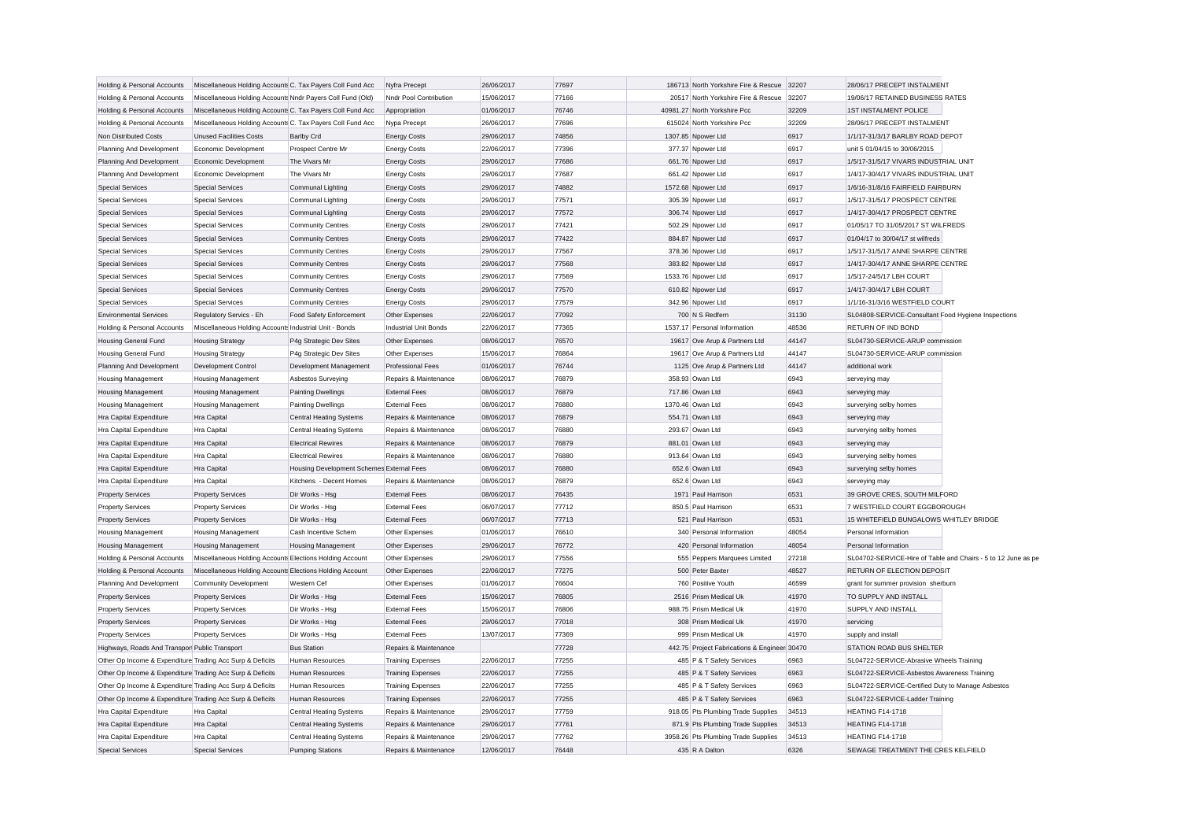| | | | | | | | | | |
|---|---|---|---|---|---|---|---|---|---|
| Holding & Personal Accounts | Miscellaneous Holding Accounts | C. Tax Payers Coll Fund Acc | Nyfra Precept | 26/06/2017 | 77697 | 186713 | North Yorkshire Fire & Rescue | 32207 | 28/06/17 PRECEPT INSTALMENT |
| Holding & Personal Accounts | Miscellaneous Holding Accounts | Nndr Payers Coll Fund (Old) | Nndr Pool Contribution | 15/06/2017 | 77166 | 20517 | North Yorkshire Fire & Rescue | 32207 | 19/06/17 RETAINED BUSINESS RATES |
| Holding & Personal Accounts | Miscellaneous Holding Accounts | C. Tax Payers Coll Fund Acc | Appropriation | 01/06/2017 | 76746 | 40981.27 | North Yorkshire Pcc | 32209 | 1ST INSTALMENT POLICE |
| Holding & Personal Accounts | Miscellaneous Holding Accounts | C. Tax Payers Coll Fund Acc | Nypa Precept | 26/06/2017 | 77696 | 615024 | North Yorkshire Pcc | 32209 | 28/06/17 PRECEPT INSTALMENT |
| Non Distributed Costs | Unused Facilities Costs | Barlby Crd | Energy Costs | 29/06/2017 | 74856 | 1307.85 | Npower Ltd | 6917 | 1/1/17-31/3/17 BARLBY ROAD DEPOT |
| Planning And Development | Economic Development | Prospect Centre Mr | Energy Costs | 22/06/2017 | 77396 | 377.37 | Npower Ltd | 6917 | unit 5 01/04/15 to 30/06/2015 |
| Planning And Development | Economic Development | The Vivars Mr | Energy Costs | 29/06/2017 | 77686 | 661.76 | Npower Ltd | 6917 | 1/5/17-31/5/17 VIVARS INDUSTRIAL UNIT |
| Planning And Development | Economic Development | The Vivars Mr | Energy Costs | 29/06/2017 | 77687 | 661.42 | Npower Ltd | 6917 | 1/4/17-30/4/17 VIVARS INDUSTRIAL UNIT |
| Special Services | Special Services | Communal Lighting | Energy Costs | 29/06/2017 | 74882 | 1572.68 | Npower Ltd | 6917 | 1/6/16-31/8/16 FAIRFIELD FAIRBURN |
| Special Services | Special Services | Communal Lighting | Energy Costs | 29/06/2017 | 77571 | 305.39 | Npower Ltd | 6917 | 1/5/17-31/5/17 PROSPECT CENTRE |
| Special Services | Special Services | Communal Lighting | Energy Costs | 29/06/2017 | 77572 | 306.74 | Npower Ltd | 6917 | 1/4/17-30/4/17 PROSPECT CENTRE |
| Special Services | Special Services | Community Centres | Energy Costs | 29/06/2017 | 77421 | 502.29 | Npower Ltd | 6917 | 01/05/17 TO 31/05/2017 ST WILFREDS |
| Special Services | Special Services | Community Centres | Energy Costs | 29/06/2017 | 77422 | 884.87 | Npower Ltd | 6917 | 01/04/17 to 30/04/17 st wilfreds |
| Special Services | Special Services | Community Centres | Energy Costs | 29/06/2017 | 77567 | 378.36 | Npower Ltd | 6917 | 1/5/17-31/5/17 ANNE SHARPE CENTRE |
| Special Services | Special Services | Community Centres | Energy Costs | 29/06/2017 | 77568 | 383.82 | Npower Ltd | 6917 | 1/4/17-30/4/17 ANNE SHARPE CENTRE |
| Special Services | Special Services | Community Centres | Energy Costs | 29/06/2017 | 77569 | 1533.76 | Npower Ltd | 6917 | 1/5/17-24/5/17 LBH COURT |
| Special Services | Special Services | Community Centres | Energy Costs | 29/06/2017 | 77570 | 610.82 | Npower Ltd | 6917 | 1/4/17-30/4/17 LBH COURT |
| Special Services | Special Services | Community Centres | Energy Costs | 29/06/2017 | 77579 | 342.96 | Npower Ltd | 6917 | 1/1/16-31/3/16 WESTFIELD COURT |
| Environmental Services | Regulatory Servics - Eh | Food Safety Enforcement | Other Expenses | 22/06/2017 | 77092 | 700 | N S Redfern | 31130 | SL04808-SERVICE-Consultant Food Hygiene Inspections |
| Holding & Personal Accounts | Miscellaneous Holding Accounts | Industrial Unit - Bonds | Industrial Unit Bonds | 22/06/2017 | 77365 | 1537.17 | Personal Information | 48536 | RETURN OF IND BOND |
| Housing General Fund | Housing Strategy | P4g Strategic Dev Sites | Other Expenses | 08/06/2017 | 76570 | 19617 | Ove Arup & Partners Ltd | 44147 | SL04730-SERVICE-ARUP commission |
| Housing General Fund | Housing Strategy | P4g Strategic Dev Sites | Other Expenses | 15/06/2017 | 76864 | 19617 | Ove Arup & Partners Ltd | 44147 | SL04730-SERVICE-ARUP commission |
| Planning And Development | Development Control | Development Management | Professional Fees | 01/06/2017 | 76744 | 1125 | Ove Arup & Partners Ltd | 44147 | additional work |
| Housing Management | Housing Management | Asbestos Surveying | Repairs & Maintenance | 08/06/2017 | 76879 | 358.93 | Owan Ltd | 6943 | serveying may |
| Housing Management | Housing Management | Painting Dwellings | External Fees | 08/06/2017 | 76879 | 717.86 | Owan Ltd | 6943 | serveying may |
| Housing Management | Housing Management | Painting Dwellings | External Fees | 08/06/2017 | 76880 | 1370.46 | Owan Ltd | 6943 | surverying selby homes |
| Hra Capital Expenditure | Hra Capital | Central Heating Systems | Repairs & Maintenance | 08/06/2017 | 76879 | 554.71 | Owan Ltd | 6943 | serveying may |
| Hra Capital Expenditure | Hra Capital | Central Heating Systems | Repairs & Maintenance | 08/06/2017 | 76880 | 293.67 | Owan Ltd | 6943 | surverying selby homes |
| Hra Capital Expenditure | Hra Capital | Electrical Rewires | Repairs & Maintenance | 08/06/2017 | 76879 | 881.01 | Owan Ltd | 6943 | serveying may |
| Hra Capital Expenditure | Hra Capital | Electrical Rewires | Repairs & Maintenance | 08/06/2017 | 76880 | 913.64 | Owan Ltd | 6943 | surverying selby homes |
| Hra Capital Expenditure | Hra Capital | Housing Development Schemes | External Fees | 08/06/2017 | 76880 | 652.6 | Owan Ltd | 6943 | surverying selby homes |
| Hra Capital Expenditure | Hra Capital | Kitchens - Decent Homes | Repairs & Maintenance | 08/06/2017 | 76879 | 652.6 | Owan Ltd | 6943 | serveying may |
| Property Services | Property Services | Dir Works - Hsg | External Fees | 08/06/2017 | 76435 | 1971 | Paul Harrison | 6531 | 39 GROVE CRES, SOUTH MILFORD |
| Property Services | Property Services | Dir Works - Hsg | External Fees | 06/07/2017 | 77712 | 850.5 | Paul Harrison | 6531 | 7 WESTFIELD COURT EGGBOROUGH |
| Property Services | Property Services | Dir Works - Hsg | External Fees | 06/07/2017 | 77713 | 521 | Paul Harrison | 6531 | 15 WHITEFIELD BUNGALOWS WHITLEY BRIDGE |
| Housing Management | Housing Management | Cash Incentive Schem | Other Expenses | 01/06/2017 | 76610 | 340 | Personal Information | 48054 | Personal Information |
| Housing Management | Housing Management | Housing Management | Other Expenses | 29/06/2017 | 76772 | 420 | Personal Information | 48054 | Personal Information |
| Holding & Personal Accounts | Miscellaneous Holding Accounts | Elections Holding Account | Other Expenses | 29/06/2017 | 77556 | 555 | Peppers Marquees Limited | 27218 | SL04702-SERVICE-Hire of Table and Chairs - 5 to 12 June as pe |
| Holding & Personal Accounts | Miscellaneous Holding Accounts | Elections Holding Account | Other Expenses | 22/06/2017 | 77275 | 500 | Peter Baxter | 48527 | RETURN OF ELECTION DEPOSIT |
| Planning And Development | Community Development | Western Cef | Other Expenses | 01/06/2017 | 76604 | 760 | Positive Youth | 46599 | grant for summer provision sherburn |
| Property Services | Property Services | Dir Works - Hsg | External Fees | 15/06/2017 | 76805 | 2516 | Prism Medical Uk | 41970 | TO SUPPLY AND INSTALL |
| Property Services | Property Services | Dir Works - Hsg | External Fees | 15/06/2017 | 76806 | 988.75 | Prism Medical Uk | 41970 | SUPPLY AND INSTALL |
| Property Services | Property Services | Dir Works - Hsg | External Fees | 29/06/2017 | 77018 | 308 | Prism Medical Uk | 41970 | servicing |
| Property Services | Property Services | Dir Works - Hsg | External Fees | 13/07/2017 | 77369 | 999 | Prism Medical Uk | 41970 | supply and install |
| Highways, Roads And Transport | Public Transport | Bus Station | Repairs & Maintenance | | 77728 | 442.75 | Project Fabrications & Engineer | 30470 | STATION ROAD BUS SHELTER |
| Other Op Income & Expenditure | Trading Acc Surp & Deficits | Human Resources | Training Expenses | 22/06/2017 | 77255 | 485 | P & T Safety Services | 6963 | SL04722-SERVICE-Abrasive Wheels Training |
| Other Op Income & Expenditure | Trading Acc Surp & Deficits | Human Resources | Training Expenses | 22/06/2017 | 77255 | 485 | P & T Safety Services | 6963 | SL04722-SERVICE-Asbestos Awareness Training |
| Other Op Income & Expenditure | Trading Acc Surp & Deficits | Human Resources | Training Expenses | 22/06/2017 | 77255 | 485 | P & T Safety Services | 6963 | SL04722-SERVICE-Certified Duty to Manage Asbestos |
| Other Op Income & Expenditure | Trading Acc Surp & Deficits | Human Resources | Training Expenses | 22/06/2017 | 77255 | 485 | P & T Safety Services | 6963 | SL04722-SERVICE-Ladder Training |
| Hra Capital Expenditure | Hra Capital | Central Heating Systems | Repairs & Maintenance | 29/06/2017 | 77759 | 918.05 | Pts Plumbing Trade Supplies | 34513 | HEATING F14-1718 |
| Hra Capital Expenditure | Hra Capital | Central Heating Systems | Repairs & Maintenance | 29/06/2017 | 77761 | 871.9 | Pts Plumbing Trade Supplies | 34513 | HEATING F14-1718 |
| Hra Capital Expenditure | Hra Capital | Central Heating Systems | Repairs & Maintenance | 29/06/2017 | 77762 | 3958.26 | Pts Plumbing Trade Supplies | 34513 | HEATING F14-1718 |
| Special Services | Special Services | Pumping Stations | Repairs & Maintenance | 12/06/2017 | 76448 | 435 | R A Dalton | 6326 | SEWAGE TREATMENT THE CRES KELFIELD |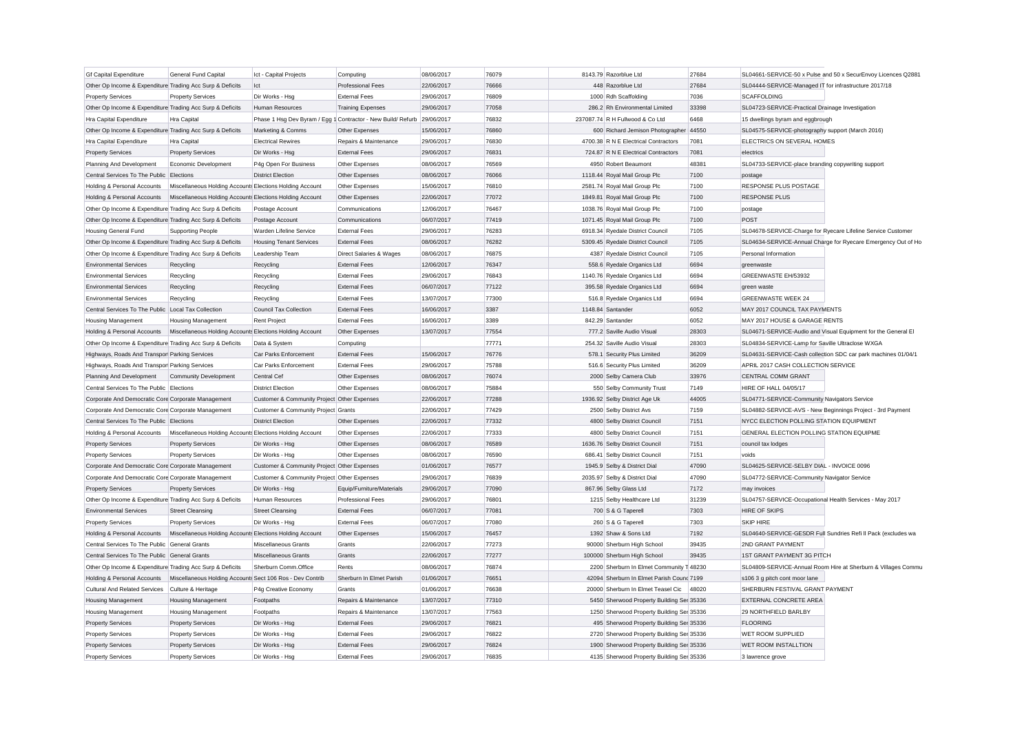| | | | | | | | | |
|---|---|---|---|---|---|---|---|---|
| Gf Capital Expenditure | General Fund Capital | Ict - Capital Projects | Computing | 08/06/2017 | 76079 | 8143.79 | Razorblue Ltd | 27684 | SL04661-SERVICE-50 x Pulse and 50 x SecurEnvoy Licences Q2881 |
| Other Op Income & Expenditure | Trading Acc Surp & Deficits | Ict | Professional Fees | 22/06/2017 | 76666 | 448 | Razorblue Ltd | 27684 | SL04444-SERVICE-Managed IT for infrastructure 2017/18 |
| Property Services | Property Services | Dir Works - Hsg | External Fees | 29/06/2017 | 76809 | 1000 | Rdh Scaffolding | 7036 | SCAFFOLDING |
| Other Op Income & Expenditure | Trading Acc Surp & Deficits | Human Resources | Training Expenses | 29/06/2017 | 77058 | 286.2 | Rh Environmental Limited | 33398 | SL04723-SERVICE-Practical Drainage Investigation |
| Hra Capital Expenditure | Hra Capital | Phase 1 Hsg Dev Byram / Egg 1 | Contractor - New Build/ Refurb | 29/06/2017 | 76832 | 237087.74 | R H Fullwood & Co Ltd | 6468 | 15 dwellings byram and eggbrough |
| Other Op Income & Expenditure | Trading Acc Surp & Deficits | Marketing & Comms | Other Expenses | 15/06/2017 | 76860 | 600 | Richard Jemison Photographer | 44550 | SL04575-SERVICE-photography support (March 2016) |
| Hra Capital Expenditure | Hra Capital | Electrical Rewires | Repairs & Maintenance | 29/06/2017 | 76830 | 4700.38 | R N E Electrical Contractors | 7081 | ELECTRICS ON SEVERAL HOMES |
| Property Services | Property Services | Dir Works - Hsg | External Fees | 29/06/2017 | 76831 | 724.87 | R N E Electrical Contractors | 7081 | electrics |
| Planning And Development | Economic Development | P4g Open For Business | Other Expenses | 08/06/2017 | 76569 | 4950 | Robert Beaumont | 48381 | SL04733-SERVICE-place branding copywriting support |
| Central Services To The Public | Elections | District Election | Other Expenses | 08/06/2017 | 76066 | 1118.44 | Royal Mail Group Plc | 7100 | postage |
| Holding & Personal Accounts | Miscellaneous Holding Accounts | Elections Holding Account | Other Expenses | 15/06/2017 | 76810 | 2581.74 | Royal Mail Group Plc | 7100 | RESPONSE PLUS POSTAGE |
| Holding & Personal Accounts | Miscellaneous Holding Accounts | Elections Holding Account | Other Expenses | 22/06/2017 | 77072 | 1849.81 | Royal Mail Group Plc | 7100 | RESPONSE PLUS |
| Other Op Income & Expenditure | Trading Acc Surp & Deficits | Postage Account | Communications | 12/06/2017 | 76467 | 1038.76 | Royal Mail Group Plc | 7100 | postage |
| Other Op Income & Expenditure | Trading Acc Surp & Deficits | Postage Account | Communications | 06/07/2017 | 77419 | 1071.45 | Royal Mail Group Plc | 7100 | POST |
| Housing General Fund | Supporting People | Warden Lifeline Service | External Fees | 29/06/2017 | 76283 | 6918.34 | Ryedale District Council | 7105 | SL04678-SERVICE-Charge for Ryecare Lifeline Service Customer |
| Other Op Income & Expenditure | Trading Acc Surp & Deficits | Housing Tenant Services | External Fees | 08/06/2017 | 76282 | 5309.45 | Ryedale District Council | 7105 | SL04634-SERVICE-Annual Charge for Ryecare Emergency Out of Ho |
| Other Op Income & Expenditure | Trading Acc Surp & Deficits | Leadership Team | Direct Salaries & Wages | 08/06/2017 | 76875 | 4387 | Ryedale District Council | 7105 | Personal Information |
| Environmental Services | Recycling | Recycling | External Fees | 12/06/2017 | 76347 | 558.6 | Ryedale Organics Ltd | 6694 | greenwaste |
| Environmental Services | Recycling | Recycling | External Fees | 29/06/2017 | 76843 | 1140.76 | Ryedale Organics Ltd | 6694 | GREENWASTE EH/53932 |
| Environmental Services | Recycling | Recycling | External Fees | 06/07/2017 | 77122 | 395.58 | Ryedale Organics Ltd | 6694 | green waste |
| Environmental Services | Recycling | Recycling | External Fees | 13/07/2017 | 77300 | 516.8 | Ryedale Organics Ltd | 6694 | GREENWASTE WEEK 24 |
| Central Services To The Public | Local Tax Collection | Council Tax Collection | External Fees | 16/06/2017 | 3387 | 1148.84 | Santander | 6052 | MAY 2017 COUNCIL TAX PAYMENTS |
| Housing Management | Housing Management | Rent Project | External Fees | 16/06/2017 | 3389 | 842.29 | Santander | 6052 | MAY 2017 HOUSE & GARAGE RENTS |
| Holding & Personal Accounts | Miscellaneous Holding Accounts | Elections Holding Account | Other Expenses | 13/07/2017 | 77554 | 777.2 | Saville Audio Visual | 28303 | SL04671-SERVICE-Audio and Visual Equipment for the General El |
| Other Op Income & Expenditure | Trading Acc Surp & Deficits | Data & System | Computing | | 77771 | 254.32 | Saville Audio Visual | 28303 | SL04834-SERVICE-Lamp for Saville Ultraclose WXGA |
| Highways, Roads And Transport | Parking Services | Car Parks Enforcement | External Fees | 15/06/2017 | 76776 | 578.1 | Security Plus Limited | 36209 | SL04631-SERVICE-Cash collection SDC car park machines 01/04/1 |
| Highways, Roads And Transport | Parking Services | Car Parks Enforcement | External Fees | 29/06/2017 | 75788 | 516.6 | Security Plus Limited | 36209 | APRIL 2017 CASH COLLECTION SERVICE |
| Planning And Development | Community Development | Central Cef | Other Expenses | 08/06/2017 | 76074 | 2000 | Selby Camera Club | 33976 | CENTRAL COMM GRANT |
| Central Services To The Public | Elections | District Election | Other Expenses | 08/06/2017 | 75884 | 550 | Selby Community Trust | 7149 | HIRE OF HALL 04/05/17 |
| Corporate And Democratic Core | Corporate Management | Customer & Community Project | Other Expenses | 22/06/2017 | 77288 | 1936.92 | Selby District Age Uk | 44005 | SL04771-SERVICE-Community Navigators Service |
| Corporate And Democratic Core | Corporate Management | Customer & Community Project | Grants | 22/06/2017 | 77429 | 2500 | Selby District Avs | 7159 | SL04882-SERVICE-AVS - New Beginnings Project - 3rd Payment |
| Central Services To The Public | Elections | District Election | Other Expenses | 22/06/2017 | 77332 | 4800 | Selby District Council | 7151 | NYCC ELECTION POLLING STATION EQUIPMENT |
| Holding & Personal Accounts | Miscellaneous Holding Accounts | Elections Holding Account | Other Expenses | 22/06/2017 | 77333 | 4800 | Selby District Council | 7151 | GENERAL ELECTION POLLING STATION EQUIPME |
| Property Services | Property Services | Dir Works - Hsg | Other Expenses | 08/06/2017 | 76589 | 1636.76 | Selby District Council | 7151 | council tax lodges |
| Property Services | Property Services | Dir Works - Hsg | Other Expenses | 08/06/2017 | 76590 | 686.41 | Selby District Council | 7151 | voids |
| Corporate And Democratic Core | Corporate Management | Customer & Community Project | Other Expenses | 01/06/2017 | 76577 | 1945.9 | Selby & District Dial | 47090 | SL04625-SERVICE-SELBY DIAL - INVOICE 0096 |
| Corporate And Democratic Core | Corporate Management | Customer & Community Project | Other Expenses | 29/06/2017 | 76839 | 2035.97 | Selby & District Dial | 47090 | SL04772-SERVICE-Community Navigator Service |
| Property Services | Property Services | Dir Works - Hsg | Equip/Furniture/Materials | 29/06/2017 | 77090 | 867.96 | Selby Glass Ltd | 7172 | may invoices |
| Other Op Income & Expenditure | Trading Acc Surp & Deficits | Human Resources | Professional Fees | 29/06/2017 | 76801 | 1215 | Selby Healthcare Ltd | 31239 | SL04757-SERVICE-Occupational Health Services - May 2017 |
| Environmental Services | Street Cleansing | Street Cleansing | External Fees | 06/07/2017 | 77081 | 700 | S & G Taperell | 7303 | HIRE OF SKIPS |
| Property Services | Property Services | Dir Works - Hsg | External Fees | 06/07/2017 | 77080 | 260 | S & G Taperell | 7303 | SKIP HIRE |
| Holding & Personal Accounts | Miscellaneous Holding Accounts | Elections Holding Account | Other Expenses | 15/06/2017 | 76457 | 1392 | Shaw & Sons Ltd | 7192 | SL04640-SERVICE-GESDR Full Sundries Refi ll Pack (excludes wa |
| Central Services To The Public | General Grants | Miscellaneous Grants | Grants | 22/06/2017 | 77273 | 90000 | Sherburn High School | 39435 | 2ND GRANT PAYMENT |
| Central Services To The Public | General Grants | Miscellaneous Grants | Grants | 22/06/2017 | 77277 | 100000 | Sherburn High School | 39435 | 1ST GRANT PAYMENT 3G PITCH |
| Other Op Income & Expenditure | Trading Acc Surp & Deficits | Sherburn Comm.Office | Rents | 08/06/2017 | 76874 | 2200 | Sherburn In Elmet Community T | 48230 | SL04809-SERVICE-Annual Room Hire at Sherburn & Villages Commu |
| Holding & Personal Accounts | Miscellaneous Holding Accounts | Sect 106 Ros - Dev Contrib | Sherburn In Elmet Parish | 01/06/2017 | 76651 | 42094 | Sherburn In Elmet Parish Counc | 7199 | s106 3 g pitch cont moor lane |
| Cultural And Related Services | Culture & Heritage | P4g Creative Economy | Grants | 01/06/2017 | 76638 | 20000 | Sherburn In Elmet Teasel Cic | 48020 | SHERBURN FESTIVAL GRANT PAYMENT |
| Housing Management | Housing Management | Footpaths | Repairs & Maintenance | 13/07/2017 | 77310 | 5450 | Sherwood Property Building Ser | 35336 | EXTERNAL CONCRETE AREA |
| Housing Management | Housing Management | Footpaths | Repairs & Maintenance | 13/07/2017 | 77563 | 1250 | Sherwood Property Building Ser | 35336 | 29 NORTHFIELD BARLBY |
| Property Services | Property Services | Dir Works - Hsg | External Fees | 29/06/2017 | 76821 | 495 | Sherwood Property Building Ser | 35336 | FLOORING |
| Property Services | Property Services | Dir Works - Hsg | External Fees | 29/06/2017 | 76822 | 2720 | Sherwood Property Building Ser | 35336 | WET ROOM SUPPLIED |
| Property Services | Property Services | Dir Works - Hsg | External Fees | 29/06/2017 | 76824 | 1900 | Sherwood Property Building Ser | 35336 | WET ROOM INSTALLTION |
| Property Services | Property Services | Dir Works - Hsg | External Fees | 29/06/2017 | 76835 | 4135 | Sherwood Property Building Ser | 35336 | 3 lawrence grove |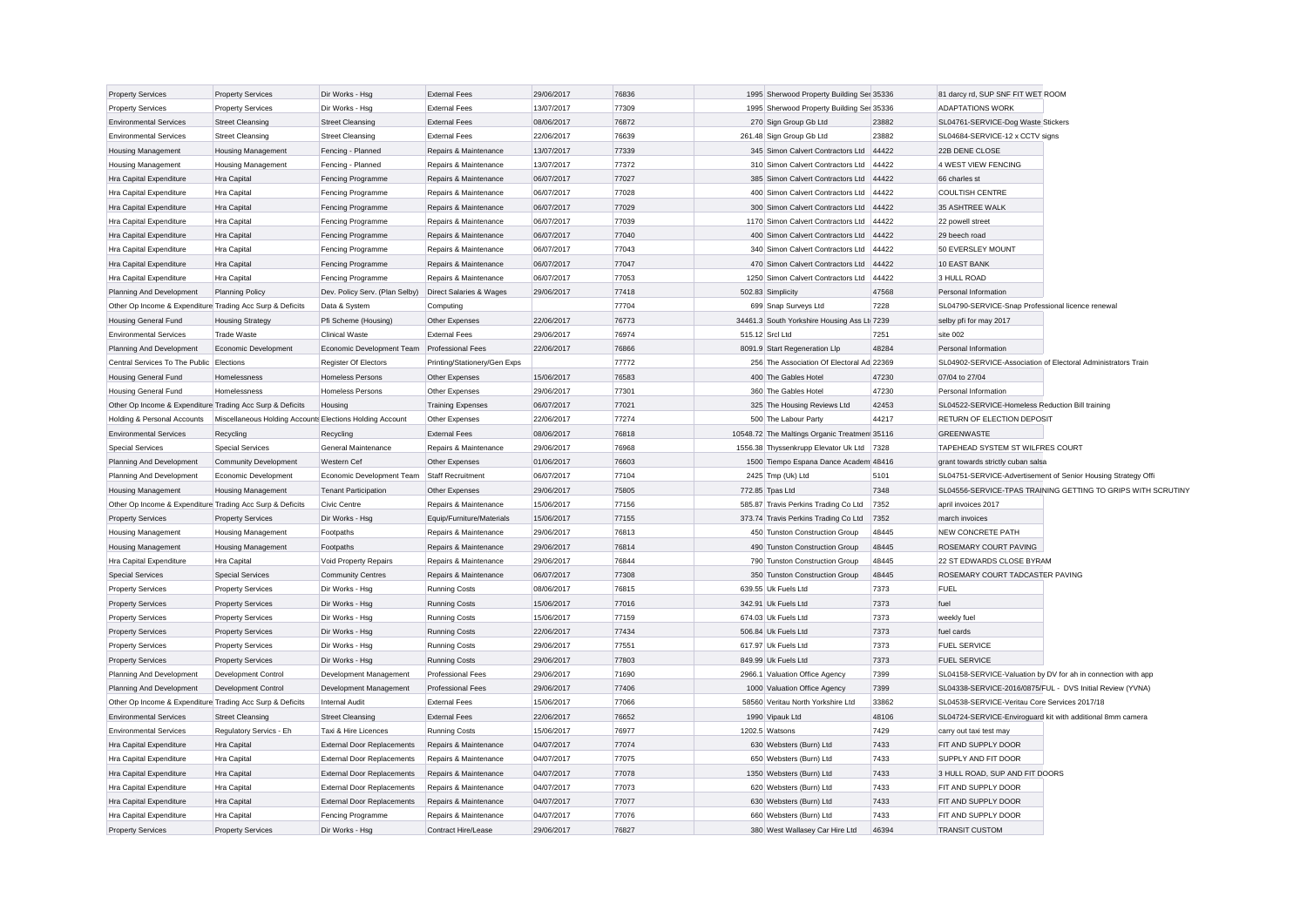| Property Services | Property Services | Dir Works - Hsg | External Fees | 29/06/2017 | 76836 | 1995 | Sherwood Property Building Ser | 35336 | 81 darcy rd, SUP SNF FIT WET ROOM |
|---|---|---|---|---|---|---|---|---|---|
| Property Services | Property Services | Dir Works - Hsg | External Fees | 13/07/2017 | 77309 | 1995 | Sherwood Property Building Ser | 35336 | ADAPTATIONS WORK |
| Environmental Services | Street Cleansing | Street Cleansing | External Fees | 08/06/2017 | 76872 | 270 | Sign Group Gb Ltd | 23882 | SL04761-SERVICE-Dog Waste Stickers |
| Environmental Services | Street Cleansing | Street Cleansing | External Fees | 22/06/2017 | 76639 | 261.48 | Sign Group Gb Ltd | 23882 | SL04684-SERVICE-12 x CCTV signs |
| Housing Management | Housing Management | Fencing - Planned | Repairs & Maintenance | 13/07/2017 | 77339 | 345 | Simon Calvert Contractors Ltd | 44422 | 22B DENE CLOSE |
| Housing Management | Housing Management | Fencing - Planned | Repairs & Maintenance | 13/07/2017 | 77372 | 310 | Simon Calvert Contractors Ltd | 44422 | 4 WEST VIEW FENCING |
| Hra Capital Expenditure | Hra Capital | Fencing Programme | Repairs & Maintenance | 06/07/2017 | 77027 | 385 | Simon Calvert Contractors Ltd | 44422 | 66 charles st |
| Hra Capital Expenditure | Hra Capital | Fencing Programme | Repairs & Maintenance | 06/07/2017 | 77028 | 400 | Simon Calvert Contractors Ltd | 44422 | COULTISH CENTRE |
| Hra Capital Expenditure | Hra Capital | Fencing Programme | Repairs & Maintenance | 06/07/2017 | 77029 | 300 | Simon Calvert Contractors Ltd | 44422 | 35 ASHTREE WALK |
| Hra Capital Expenditure | Hra Capital | Fencing Programme | Repairs & Maintenance | 06/07/2017 | 77039 | 1170 | Simon Calvert Contractors Ltd | 44422 | 22 powell street |
| Hra Capital Expenditure | Hra Capital | Fencing Programme | Repairs & Maintenance | 06/07/2017 | 77040 | 400 | Simon Calvert Contractors Ltd | 44422 | 29 beech road |
| Hra Capital Expenditure | Hra Capital | Fencing Programme | Repairs & Maintenance | 06/07/2017 | 77043 | 340 | Simon Calvert Contractors Ltd | 44422 | 50 EVERSLEY MOUNT |
| Hra Capital Expenditure | Hra Capital | Fencing Programme | Repairs & Maintenance | 06/07/2017 | 77047 | 470 | Simon Calvert Contractors Ltd | 44422 | 10 EAST BANK |
| Hra Capital Expenditure | Hra Capital | Fencing Programme | Repairs & Maintenance | 06/07/2017 | 77053 | 1250 | Simon Calvert Contractors Ltd | 44422 | 3 HULL ROAD |
| Planning And Development | Planning Policy | Dev. Policy Serv. (Plan Selby) | Direct Salaries & Wages | 29/06/2017 | 77418 | 502.83 | Simplicity | 47568 | Personal Information |
| Other Op Income & Expenditure | Trading Acc Surp & Deficits | Data & System | Computing | | 77704 | 699 | Snap Surveys Ltd | 7228 | SL04790-SERVICE-Snap Professional licence renewal |
| Housing General Fund | Housing Strategy | Pfi Scheme (Housing) | Other Expenses | 22/06/2017 | 76773 | 34461.3 | South Yorkshire Housing Ass Ltd | 7239 | selby pfi for may 2017 |
| Environmental Services | Trade Waste | Clinical Waste | External Fees | 29/06/2017 | 76974 | 515.12 | Srcl Ltd | 7251 | site 002 |
| Planning And Development | Economic Development | Economic Development Team | Professional Fees | 22/06/2017 | 76866 | 8091.9 | Start Regeneration Llp | 48284 | Personal Information |
| Central Services To The Public | Elections | Register Of Electors | Printing/Stationery/Gen Exps | | 77772 | 256 | The Association Of Electoral Ad | 22369 | SL04902-SERVICE-Association of Electoral Administrators Train |
| Housing General Fund | Homelessness | Homeless Persons | Other Expenses | 15/06/2017 | 76583 | 400 | The Gables Hotel | 47230 | 07/04 to 27/04 |
| Housing General Fund | Homelessness | Homeless Persons | Other Expenses | 29/06/2017 | 77301 | 360 | The Gables Hotel | 47230 | Personal Information |
| Other Op Income & Expenditure | Trading Acc Surp & Deficits | Housing | Training Expenses | 06/07/2017 | 77021 | 325 | The Housing Reviews Ltd | 42453 | SL04522-SERVICE-Homeless Reduction Bill training |
| Holding & Personal Accounts | Miscellaneous Holding Accounts | Elections Holding Account | Other Expenses | 22/06/2017 | 77274 | 500 | The Labour Party | 44217 | RETURN OF ELECTION DEPOSIT |
| Environmental Services | Recycling | Recycling | External Fees | 08/06/2017 | 76818 | 10548.72 | The Maltings Organic Treatment | 35116 | GREENWASTE |
| Special Services | Special Services | General Maintenance | Repairs & Maintenance | 29/06/2017 | 76968 | 1556.38 | Thyssenkrupp Elevator Uk Ltd | 7328 | TAPEHEAD SYSTEM ST WILFRES COURT |
| Planning And Development | Community Development | Western Cef | Other Expenses | 01/06/2017 | 76603 | 1500 | Tiempo Espana Dance Academ | 48416 | grant towards strictly cuban salsa |
| Planning And Development | Economic Development | Economic Development Team | Staff Recruitment | 06/07/2017 | 77104 | 2425 | Tmp (Uk) Ltd | 5101 | SL04751-SERVICE-Advertisement of Senior Housing Strategy Offi |
| Housing Management | Housing Management | Tenant Participation | Other Expenses | 29/06/2017 | 75805 | 772.85 | Tpas Ltd | 7348 | SL04556-SERVICE-TPAS TRAINING GETTING TO GRIPS WITH SCRUTINY |
| Other Op Income & Expenditure | Trading Acc Surp & Deficits | Civic Centre | Repairs & Maintenance | 15/06/2017 | 77156 | 585.87 | Travis Perkins Trading Co Ltd | 7352 | april invoices 2017 |
| Property Services | Property Services | Dir Works - Hsg | Equip/Furniture/Materials | 15/06/2017 | 77155 | 373.74 | Travis Perkins Trading Co Ltd | 7352 | march invoices |
| Housing Management | Housing Management | Footpaths | Repairs & Maintenance | 29/06/2017 | 76813 | 450 | Tunston Construction Group | 48445 | NEW CONCRETE PATH |
| Housing Management | Housing Management | Footpaths | Repairs & Maintenance | 29/06/2017 | 76814 | 490 | Tunston Construction Group | 48445 | ROSEMARY COURT PAVING |
| Hra Capital Expenditure | Hra Capital | Void Property Repairs | Repairs & Maintenance | 29/06/2017 | 76844 | 790 | Tunston Construction Group | 48445 | 22 ST EDWARDS CLOSE BYRAM |
| Special Services | Special Services | Community Centres | Repairs & Maintenance | 06/07/2017 | 77308 | 350 | Tunston Construction Group | 48445 | ROSEMARY COURT TADCASTER PAVING |
| Property Services | Property Services | Dir Works - Hsg | Running Costs | 08/06/2017 | 76815 | 639.55 | Uk Fuels Ltd | 7373 | FUEL |
| Property Services | Property Services | Dir Works - Hsg | Running Costs | 15/06/2017 | 77016 | 342.91 | Uk Fuels Ltd | 7373 | fuel |
| Property Services | Property Services | Dir Works - Hsg | Running Costs | 15/06/2017 | 77159 | 674.03 | Uk Fuels Ltd | 7373 | weekly fuel |
| Property Services | Property Services | Dir Works - Hsg | Running Costs | 22/06/2017 | 77434 | 506.84 | Uk Fuels Ltd | 7373 | fuel cards |
| Property Services | Property Services | Dir Works - Hsg | Running Costs | 29/06/2017 | 77551 | 617.97 | Uk Fuels Ltd | 7373 | FUEL SERVICE |
| Property Services | Property Services | Dir Works - Hsg | Running Costs | 29/06/2017 | 77803 | 849.99 | Uk Fuels Ltd | 7373 | FUEL SERVICE |
| Planning And Development | Development Control | Development Management | Professional Fees | 29/06/2017 | 71690 | 2966.1 | Valuation Office Agency | 7399 | SL04158-SERVICE-Valuation by DV for ah in connection with app |
| Planning And Development | Development Control | Development Management | Professional Fees | 29/06/2017 | 77406 | 1000 | Valuation Office Agency | 7399 | SL04338-SERVICE-2016/0875/FUL - DVS Initial Review (YVNA) |
| Other Op Income & Expenditure | Trading Acc Surp & Deficits | Internal Audit | External Fees | 15/06/2017 | 77066 | 58560 | Veritau North Yorkshire Ltd | 33862 | SL04538-SERVICE-Veritau Core Services 2017/18 |
| Environmental Services | Street Cleansing | Street Cleansing | External Fees | 22/06/2017 | 76652 | 1990 | Vipauk Ltd | 48106 | SL04724-SERVICE-Enviroguard kit with additional 8mm camera |
| Environmental Services | Regulatory Servics - Eh | Taxi & Hire Licences | Running Costs | 15/06/2017 | 76977 | 1202.5 | Watsons | 7429 | carry out taxi test may |
| Hra Capital Expenditure | Hra Capital | External Door Replacements | Repairs & Maintenance | 04/07/2017 | 77074 | 630 | Websters (Burn) Ltd | 7433 | FIT AND SUPPLY DOOR |
| Hra Capital Expenditure | Hra Capital | External Door Replacements | Repairs & Maintenance | 04/07/2017 | 77075 | 650 | Websters (Burn) Ltd | 7433 | SUPPLY AND FIT DOOR |
| Hra Capital Expenditure | Hra Capital | External Door Replacements | Repairs & Maintenance | 04/07/2017 | 77078 | 1350 | Websters (Burn) Ltd | 7433 | 3 HULL ROAD, SUP AND FIT DOORS |
| Hra Capital Expenditure | Hra Capital | External Door Replacements | Repairs & Maintenance | 04/07/2017 | 77073 | 620 | Websters (Burn) Ltd | 7433 | FIT AND SUPPLY DOOR |
| Hra Capital Expenditure | Hra Capital | External Door Replacements | Repairs & Maintenance | 04/07/2017 | 77077 | 630 | Websters (Burn) Ltd | 7433 | FIT AND SUPPLY DOOR |
| Hra Capital Expenditure | Hra Capital | Fencing Programme | Repairs & Maintenance | 04/07/2017 | 77076 | 660 | Websters (Burn) Ltd | 7433 | FIT AND SUPPLY DOOR |
| Property Services | Property Services | Dir Works - Hsg | Contract Hire/Lease | 29/06/2017 | 76827 | 380 | West Wallasey Car Hire Ltd | 46394 | TRANSIT CUSTOM |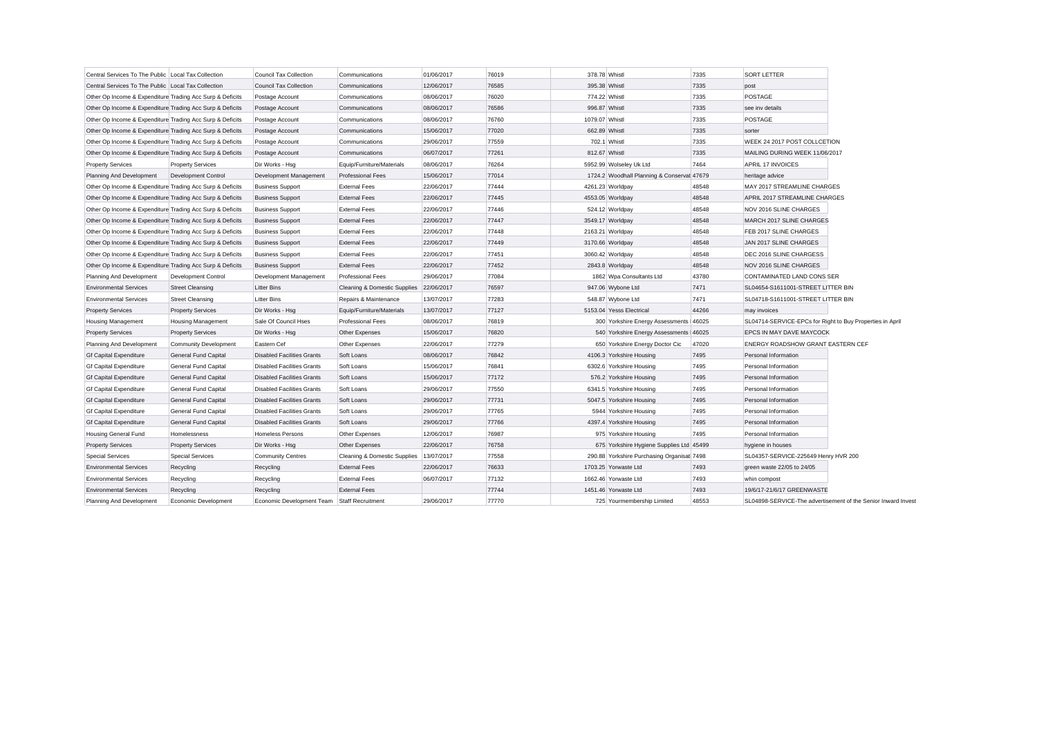| | | | | | | | | | |
|---|---|---|---|---|---|---|---|---|---|
| Central Services To The Public | Local Tax Collection | Council Tax Collection | Communications | 01/06/2017 | 76019 | 378.78 | Whistl | 7335 | SORT LETTER |
| Central Services To The Public | Local Tax Collection | Council Tax Collection | Communications | 12/06/2017 | 76585 | 395.38 | Whistl | 7335 | post |
| Other Op Income & Expenditure | Trading Acc Surp & Deficits | Postage Account | Communications | 08/06/2017 | 76020 | 774.22 | Whistl | 7335 | POSTAGE |
| Other Op Income & Expenditure | Trading Acc Surp & Deficits | Postage Account | Communications | 08/06/2017 | 76586 | 996.87 | Whistl | 7335 | see inv details |
| Other Op Income & Expenditure | Trading Acc Surp & Deficits | Postage Account | Communications | 08/06/2017 | 76760 | 1079.07 | Whistl | 7335 | POSTAGE |
| Other Op Income & Expenditure | Trading Acc Surp & Deficits | Postage Account | Communications | 15/06/2017 | 77020 | 662.89 | Whistl | 7335 | sorter |
| Other Op Income & Expenditure | Trading Acc Surp & Deficits | Postage Account | Communications | 29/06/2017 | 77559 | 702.1 | Whistl | 7335 | WEEK 24 2017 POST COLLCETION |
| Other Op Income & Expenditure | Trading Acc Surp & Deficits | Postage Account | Communications | 06/07/2017 | 77261 | 812.67 | Whistl | 7335 | MAILING DURING WEEK 11/06/2017 |
| Property Services | Property Services | Dir Works - Hsg | Equip/Furniture/Materials | 08/06/2017 | 76264 | 5952.99 | Wolseley Uk Ltd | 7464 | APRIL 17 INVOICES |
| Planning And Development | Development Control | Development Management | Professional Fees | 15/06/2017 | 77014 | 1724.2 | Woodhall Planning & Conservat | 47679 | heritage advice |
| Other Op Income & Expenditure | Trading Acc Surp & Deficits | Business Support | External Fees | 22/06/2017 | 77444 | 4261.23 | Worldpay | 48548 | MAY 2017 STREAMLINE CHARGES |
| Other Op Income & Expenditure | Trading Acc Surp & Deficits | Business Support | External Fees | 22/06/2017 | 77445 | 4553.05 | Worldpay | 48548 | APRIL 2017 STREAMLINE CHARGES |
| Other Op Income & Expenditure | Trading Acc Surp & Deficits | Business Support | External Fees | 22/06/2017 | 77446 | 524.12 | Worldpay | 48548 | NOV 2016 SLINE CHARGES |
| Other Op Income & Expenditure | Trading Acc Surp & Deficits | Business Support | External Fees | 22/06/2017 | 77447 | 3549.17 | Worldpay | 48548 | MARCH 2017 SLINE CHARGES |
| Other Op Income & Expenditure | Trading Acc Surp & Deficits | Business Support | External Fees | 22/06/2017 | 77448 | 2163.21 | Worldpay | 48548 | FEB 2017 SLINE CHARGES |
| Other Op Income & Expenditure | Trading Acc Surp & Deficits | Business Support | External Fees | 22/06/2017 | 77449 | 3170.66 | Worldpay | 48548 | JAN 2017 SLINE CHARGES |
| Other Op Income & Expenditure | Trading Acc Surp & Deficits | Business Support | External Fees | 22/06/2017 | 77451 | 3060.42 | Worldpay | 48548 | DEC 2016 SLINE CHARGESS |
| Other Op Income & Expenditure | Trading Acc Surp & Deficits | Business Support | External Fees | 22/06/2017 | 77452 | 2843.8 | Worldpay | 48548 | NOV 2016 SLINE CHARGES |
| Planning And Development | Development Control | Development Management | Professional Fees | 29/06/2017 | 77084 | 1862 | Wpa Consultants Ltd | 43780 | CONTAMINATED LAND CONS SER |
| Environmental Services | Street Cleansing | Litter Bins | Cleaning & Domestic Supplies | 22/06/2017 | 76597 | 947.06 | Wybone Ltd | 7471 | SL04654-S1611001-STREET LITTER BIN |
| Environmental Services | Street Cleansing | Litter Bins | Repairs & Maintenance | 13/07/2017 | 77283 | 548.87 | Wybone Ltd | 7471 | SL04718-S1611001-STREET LITTER BIN |
| Property Services | Property Services | Dir Works - Hsg | Equip/Furniture/Materials | 13/07/2017 | 77127 | 5153.04 | Yesss Electrical | 44266 | may invoices |
| Housing Management | Housing Management | Sale Of Council Hses | Professional Fees | 08/06/2017 | 76819 | 300 | Yorkshire Energy Assessments | 46025 | SL04714-SERVICE-EPCs for Right to Buy Properties in April |
| Property Services | Property Services | Dir Works - Hsg | Other Expenses | 15/06/2017 | 76820 | 540 | Yorkshire Energy Assessments | 46025 | EPCS IN MAY DAVE MAYCOCK |
| Planning And Development | Community Development | Eastern Cef | Other Expenses | 22/06/2017 | 77279 | 650 | Yorkshire Energy Doctor Cic | 47020 | ENERGY ROADSHOW GRANT EASTERN CEF |
| Gf Capital Expenditure | General Fund Capital | Disabled Facilities Grants | Soft Loans | 08/06/2017 | 76842 | 4106.3 | Yorkshire Housing | 7495 | Personal Information |
| Gf Capital Expenditure | General Fund Capital | Disabled Facilities Grants | Soft Loans | 15/06/2017 | 76841 | 6302.6 | Yorkshire Housing | 7495 | Personal Information |
| Gf Capital Expenditure | General Fund Capital | Disabled Facilities Grants | Soft Loans | 15/06/2017 | 77172 | 576.2 | Yorkshire Housing | 7495 | Personal Information |
| Gf Capital Expenditure | General Fund Capital | Disabled Facilities Grants | Soft Loans | 29/06/2017 | 77550 | 6341.5 | Yorkshire Housing | 7495 | Personal Information |
| Gf Capital Expenditure | General Fund Capital | Disabled Facilities Grants | Soft Loans | 29/06/2017 | 77731 | 5047.5 | Yorkshire Housing | 7495 | Personal Information |
| Gf Capital Expenditure | General Fund Capital | Disabled Facilities Grants | Soft Loans | 29/06/2017 | 77765 | 5944 | Yorkshire Housing | 7495 | Personal Information |
| Gf Capital Expenditure | General Fund Capital | Disabled Facilities Grants | Soft Loans | 29/06/2017 | 77766 | 4397.4 | Yorkshire Housing | 7495 | Personal Information |
| Housing General Fund | Homelessness | Homeless Persons | Other Expenses | 12/06/2017 | 76987 | 975 | Yorkshire Housing | 7495 | Personal Information |
| Property Services | Property Services | Dir Works - Hsg | Other Expenses | 22/06/2017 | 76758 | 675 | Yorkshire Hygiene Supplies Ltd | 45499 | hygiene in houses |
| Special Services | Special Services | Community Centres | Cleaning & Domestic Supplies | 13/07/2017 | 77558 | 290.88 | Yorkshire Purchasing Organisat | 7498 | SL04357-SERVICE-225649 Henry HVR 200 |
| Environmental Services | Recycling | Recycling | External Fees | 22/06/2017 | 76633 | 1703.25 | Yorwaste Ltd | 7493 | green waste 22/05 to 24/05 |
| Environmental Services | Recycling | Recycling | External Fees | 06/07/2017 | 77132 | 1662.46 | Yorwaste Ltd | 7493 | whin compost |
| Environmental Services | Recycling | Recycling | External Fees | | 77744 | 1451.46 | Yorwaste Ltd | 7493 | 19/6/17-21/6/17 GREENWASTE |
| Planning And Development | Economic Development | Economic Development Team | Staff Recruitment | 29/06/2017 | 77770 | 725 | Yourmembership Limited | 48553 | SL04898-SERVICE-The advertisement of the Senior Inward Invest |